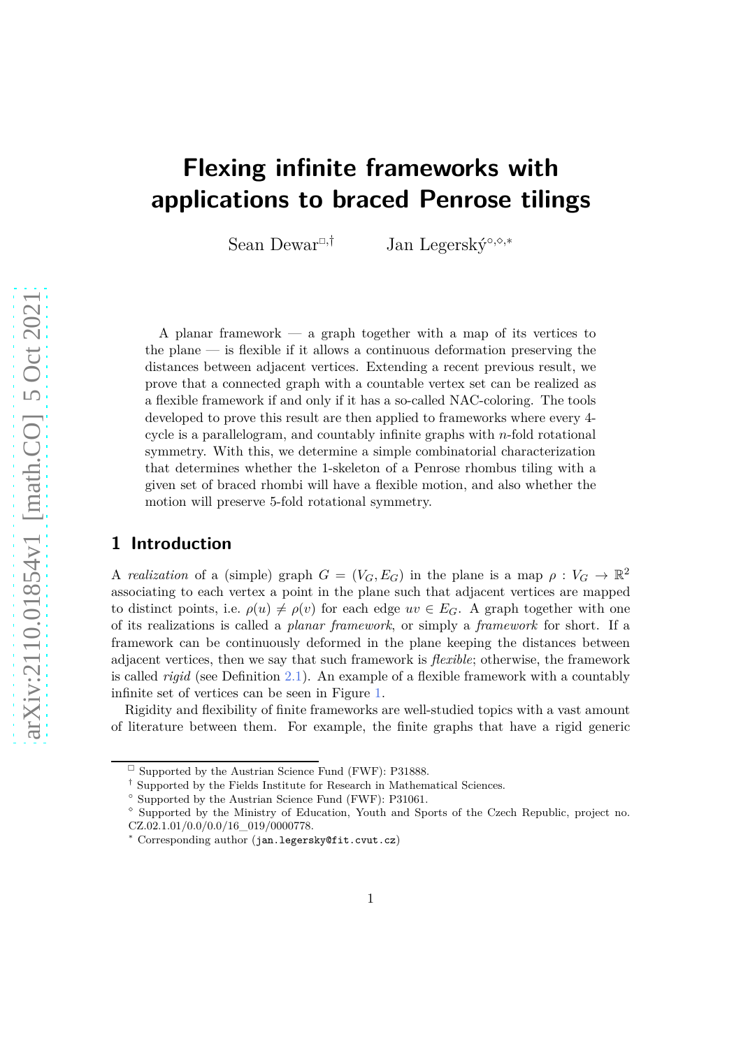# Flexing infinite frameworks with applications to braced Penrose tilings

Sean Dewar[□,†] Jan Legerský[○,◇,*]

A planar framework — a graph together with a map of its vertices to the plane — is flexible if it allows a continuous deformation preserving the distances between adjacent vertices. Extending a recent previous result, we prove that a connected graph with a countable vertex set can be realized as a flexible framework if and only if it has a so-called NAC-coloring. The tools developed to prove this result are then applied to frameworks where every 4-cycle is a parallelogram, and countably infinite graphs with $n$-fold rotational symmetry. With this, we determine a simple combinatorial characterization that determines whether the 1-skeleton of a Penrose rhombus tiling with a given set of braced rhombi will have a flexible motion, and also whether the motion will preserve 5-fold rotational symmetry.

## 1 Introduction

A *realization* of a (simple) graph $G = (V_G, E_G)$ in the plane is a map $\rho : V_G \to \mathbb{R}^2$ associating to each vertex a point in the plane such that adjacent vertices are mapped to distinct points, i.e. $\rho(u) \neq \rho(v)$ for each edge $uv \in E_G$. A graph together with one of its realizations is called a *planar framework*, or simply a *framework* for short. If a framework can be continuously deformed in the plane keeping the distances between adjacent vertices, then we say that such framework is *flexible*; otherwise, the framework is called *rigid* (see Definition 2.1). An example of a flexible framework with a countably infinite set of vertices can be seen in Figure 1.

Rigidity and flexibility of finite frameworks are well-studied topics with a vast amount of literature between them. For example, the finite graphs that have a rigid generic

---

[□] Supported by the Austrian Science Fund (FWF): P31888.
[†] Supported by the Fields Institute for Research in Mathematical Sciences.
[○] Supported by the Austrian Science Fund (FWF): P31061.
[◇] Supported by the Ministry of Education, Youth and Sports of the Czech Republic, project no. CZ.02.1.01/0.0/0.0/16_019/0000778.
[*] Corresponding author (jan.legersky@fit.cvut.cz)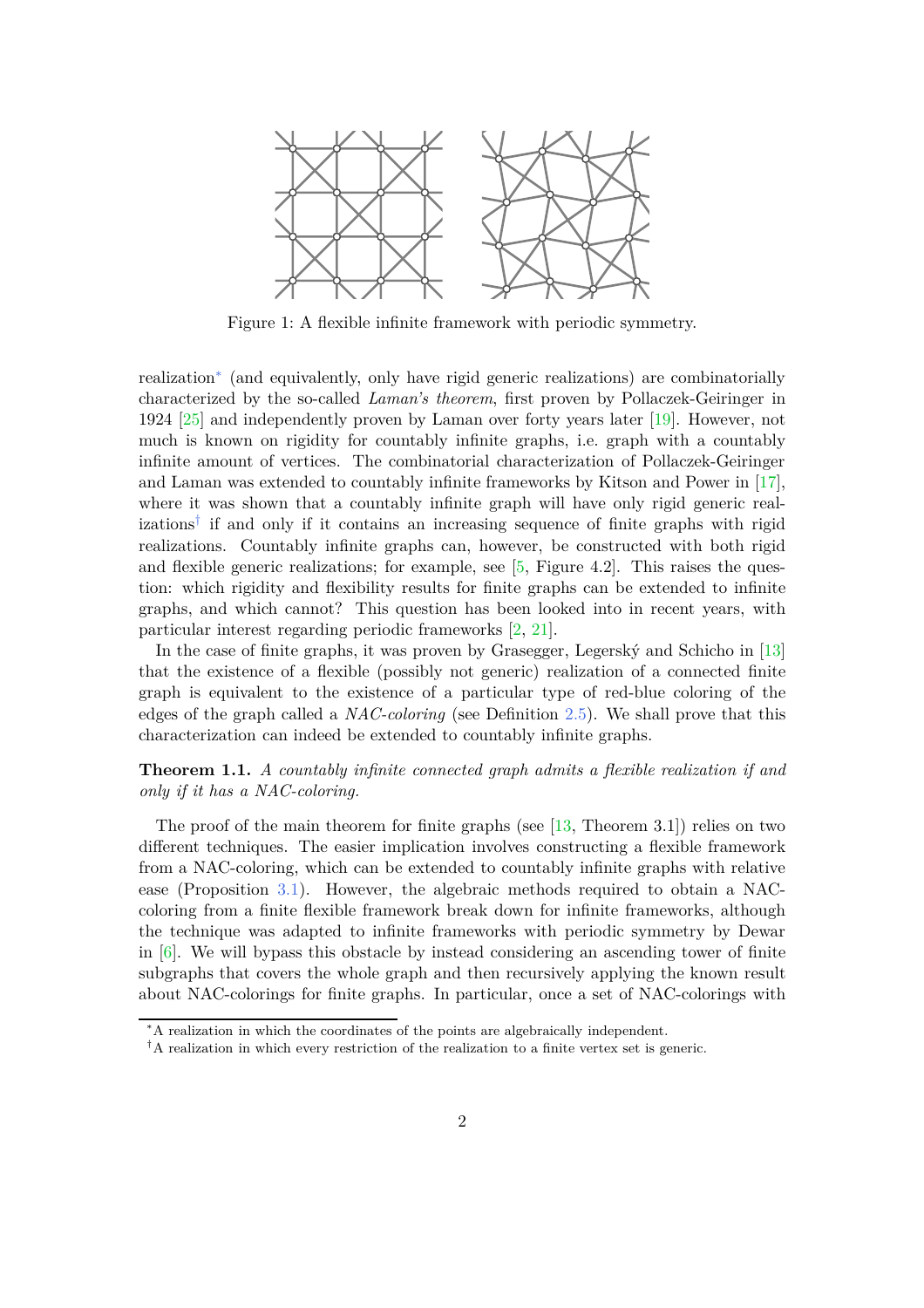Figure 1: A flexible infinite framework with periodic symmetry.

realization* (and equivalently, only have rigid generic realizations) are combinatorially characterized by the so-called *Laman's theorem*, first proven by Pollaczek-Geiringer in 1924 [25] and independently proven by Laman over forty years later [19]. However, not much is known on rigidity for countably infinite graphs, i.e. graph with a countably infinite amount of vertices. The combinatorial characterization of Pollaczek-Geiringer and Laman was extended to countably infinite frameworks by Kitson and Power in [17], where it was shown that a countably infinite graph will have only rigid generic realizations† if and only if it contains an increasing sequence of finite graphs with rigid realizations. Countably infinite graphs can, however, be constructed with both rigid and flexible generic realizations; for example, see [5, Figure 4.2]. This raises the question: which rigidity and flexibility results for finite graphs can be extended to infinite graphs, and which cannot? This question has been looked into in recent years, with particular interest regarding periodic frameworks [2, 21].

In the case of finite graphs, it was proven by Grasegger, Legerský and Schicho in [13] that the existence of a flexible (possibly not generic) realization of a connected finite graph is equivalent to the existence of a particular type of red-blue coloring of the edges of the graph called a *NAC-coloring* (see Definition 2.5). We shall prove that this characterization can indeed be extended to countably infinite graphs.

**Theorem 1.1.** *A countably infinite connected graph admits a flexible realization if and only if it has a NAC-coloring.*

The proof of the main theorem for finite graphs (see [13, Theorem 3.1]) relies on two different techniques. The easier implication involves constructing a flexible framework from a NAC-coloring, which can be extended to countably infinite graphs with relative ease (Proposition 3.1). However, the algebraic methods required to obtain a NAC-coloring from a finite flexible framework break down for infinite frameworks, although the technique was adapted to infinite frameworks with periodic symmetry by Dewar in [6]. We will bypass this obstacle by instead considering an ascending tower of finite subgraphs that covers the whole graph and then recursively applying the known result about NAC-colorings for finite graphs. In particular, once a set of NAC-colorings with

*A realization in which the coordinates of the points are algebraically independent.

†A realization in which every restriction of the realization to a finite vertex set is generic.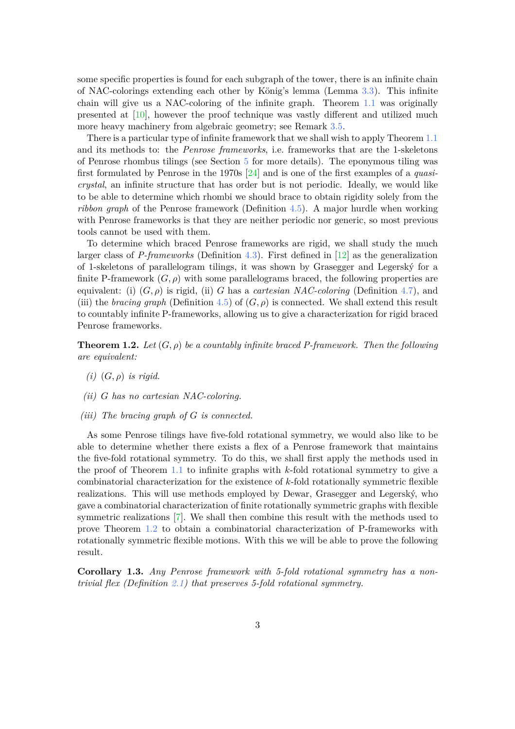some specific properties is found for each subgraph of the tower, there is an infinite chain of NAC-colorings extending each other by König's lemma (Lemma 3.3). This infinite chain will give us a NAC-coloring of the infinite graph. Theorem 1.1 was originally presented at [10], however the proof technique was vastly different and utilized much more heavy machinery from algebraic geometry; see Remark 3.5.

There is a particular type of infinite framework that we shall wish to apply Theorem 1.1 and its methods to: the *Penrose frameworks*, i.e. frameworks that are the 1-skeletons of Penrose rhombus tilings (see Section 5 for more details). The eponymous tiling was first formulated by Penrose in the 1970s [24] and is one of the first examples of a *quasi-crystal*, an infinite structure that has order but is not periodic. Ideally, we would like to be able to determine which rhombi we should brace to obtain rigidity solely from the *ribbon graph* of the Penrose framework (Definition 4.5). A major hurdle when working with Penrose frameworks is that they are neither periodic nor generic, so most previous tools cannot be used with them.

To determine which braced Penrose frameworks are rigid, we shall study the much larger class of *P-frameworks* (Definition 4.3). First defined in [12] as the generalization of 1-skeletons of parallelogram tilings, it was shown by Grasegger and Legerský for a finite P-framework $(G, \rho)$ with some parallelograms braced, the following properties are equivalent: (i) $(G, \rho)$ is rigid, (ii) $G$ has a *cartesian NAC-coloring* (Definition 4.7), and (iii) the *bracing graph* (Definition 4.5) of $(G, \rho)$ is connected. We shall extend this result to countably infinite P-frameworks, allowing us to give a characterization for rigid braced Penrose frameworks.

**Theorem 1.2.** *Let $(G, \rho)$ be a countably infinite braced P-framework. Then the following are equivalent:*

*(i) $(G, \rho)$ is rigid.*

*(ii) $G$ has no cartesian NAC-coloring.*

*(iii) The bracing graph of $G$ is connected.*

As some Penrose tilings have five-fold rotational symmetry, we would also like to be able to determine whether there exists a flex of a Penrose framework that maintains the five-fold rotational symmetry. To do this, we shall first apply the methods used in the proof of Theorem 1.1 to infinite graphs with $k$-fold rotational symmetry to give a combinatorial characterization for the existence of $k$-fold rotationally symmetric flexible realizations. This will use methods employed by Dewar, Grasegger and Legerský, who gave a combinatorial characterization of finite rotationally symmetric graphs with flexible symmetric realizations [7]. We shall then combine this result with the methods used to prove Theorem 1.2 to obtain a combinatorial characterization of P-frameworks with rotationally symmetric flexible motions. With this we will be able to prove the following result.

**Corollary 1.3.** *Any Penrose framework with 5-fold rotational symmetry has a non-trivial flex (Definition 2.1) that preserves 5-fold rotational symmetry.*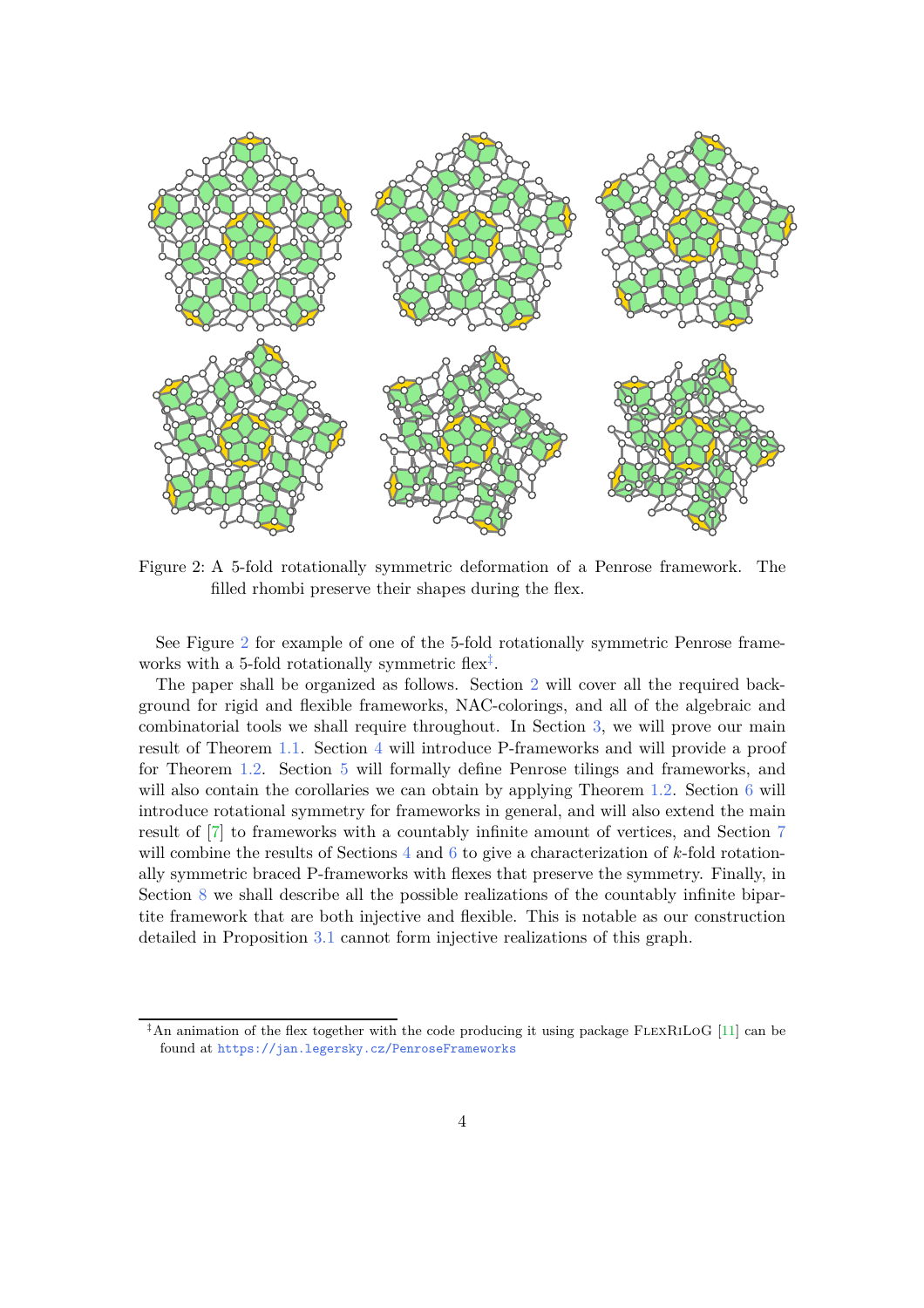Figure 2: A 5-fold rotationally symmetric deformation of a Penrose framework. The filled rhombi preserve their shapes during the flex.

See Figure 2 for example of one of the 5-fold rotationally symmetric Penrose frameworks with a 5-fold rotationally symmetric flex‡.

The paper shall be organized as follows. Section 2 will cover all the required background for rigid and flexible frameworks, NAC-colorings, and all of the algebraic and combinatorial tools we shall require throughout. In Section 3, we will prove our main result of Theorem 1.1. Section 4 will introduce P-frameworks and will provide a proof for Theorem 1.2. Section 5 will formally define Penrose tilings and frameworks, and will also contain the corollaries we can obtain by applying Theorem 1.2. Section 6 will introduce rotational symmetry for frameworks in general, and will also extend the main result of [7] to frameworks with a countably infinite amount of vertices, and Section 7 will combine the results of Sections 4 and 6 to give a characterization of $k$-fold rotationally symmetric braced P-frameworks with flexes that preserve the symmetry. Finally, in Section 8 we shall describe all the possible realizations of the countably infinite bipartite framework that are both injective and flexible. This is notable as our construction detailed in Proposition 3.1 cannot form injective realizations of this graph.

‡An animation of the flex together with the code producing it using package FlexRiLoG [11] can be found at https://jan.legersky.cz/PenroseFrameworks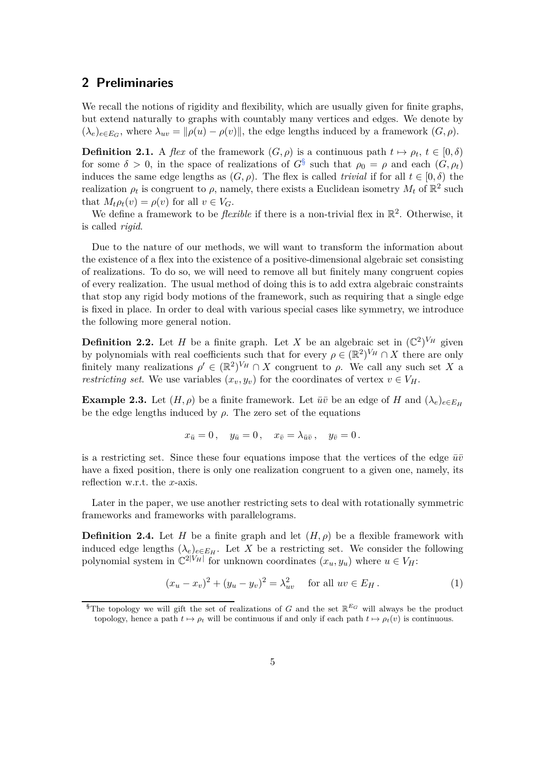## 2 Preliminaries

We recall the notions of rigidity and flexibility, which are usually given for finite graphs, but extend naturally to graphs with countably many vertices and edges. We denote by $(\lambda_e)_{e\in E_G}$, where $\lambda_{uv} = \|\rho(u) - \rho(v)\|$, the edge lengths induced by a framework $(G, \rho)$.

**Definition 2.1.** A *flex* of the framework $(G, \rho)$ is a continuous path $t \mapsto \rho_t$, $t \in [0, \delta)$ for some $\delta > 0$, in the space of realizations of $G$[§] such that $\rho_0 = \rho$ and each $(G, \rho_t)$ induces the same edge lengths as $(G, \rho)$. The flex is called *trivial* if for all $t \in [0, \delta)$ the realization $\rho_t$ is congruent to $\rho$, namely, there exists a Euclidean isometry $M_t$ of $\mathbb{R}^2$ such that $M_t\rho_t(v) = \rho(v)$ for all $v \in V_G$.

We define a framework to be *flexible* if there is a non-trivial flex in $\mathbb{R}^2$. Otherwise, it is called *rigid*.

Due to the nature of our methods, we will want to transform the information about the existence of a flex into the existence of a positive-dimensional algebraic set consisting of realizations. To do so, we will need to remove all but finitely many congruent copies of every realization. The usual method of doing this is to add extra algebraic constraints that stop any rigid body motions of the framework, such as requiring that a single edge is fixed in place. In order to deal with various special cases like symmetry, we introduce the following more general notion.

**Definition 2.2.** Let $H$ be a finite graph. Let $X$ be an algebraic set in $(\mathbb{C}^2)^{V_H}$ given by polynomials with real coefficients such that for every $\rho \in (\mathbb{R}^2)^{V_H} \cap X$ there are only finitely many realizations $\rho' \in (\mathbb{R}^2)^{V_H} \cap X$ congruent to $\rho$. We call any such set $X$ a *restricting set*. We use variables $(x_v, y_v)$ for the coordinates of vertex $v \in V_H$.

**Example 2.3.** Let $(H, \rho)$ be a finite framework. Let $\bar{u}\bar{v}$ be an edge of $H$ and $(\lambda_e)_{e\in E_H}$ be the edge lengths induced by $\rho$. The zero set of the equations

$$x_{\bar{u}} = 0\,, \quad y_{\bar{u}} = 0\,, \quad x_{\bar{v}} = \lambda_{\bar{u}\bar{v}}\,, \quad y_{\bar{v}} = 0\,.$$

is a restricting set. Since these four equations impose that the vertices of the edge $\bar{u}\bar{v}$ have a fixed position, there is only one realization congruent to a given one, namely, its reflection w.r.t. the $x$-axis.

Later in the paper, we use another restricting sets to deal with rotationally symmetric frameworks and frameworks with parallelograms.

**Definition 2.4.** Let $H$ be a finite graph and let $(H, \rho)$ be a flexible framework with induced edge lengths $(\lambda_e)_{e\in E_H}$. Let $X$ be a restricting set. We consider the following polynomial system in $\mathbb{C}^{2|V_H|}$ for unknown coordinates $(x_u, y_u)$ where $u \in V_H$:

$$(x_u - x_v)^2 + (y_u - y_v)^2 = \lambda_{uv}^2 \quad \text{for all } uv \in E_H\,. \tag{1}$$

[§]The topology we will gift the set of realizations of $G$ and the set $\mathbb{R}^{E_G}$ will always be the product topology, hence a path $t \mapsto \rho_t$ will be continuous if and only if each path $t \mapsto \rho_t(v)$ is continuous.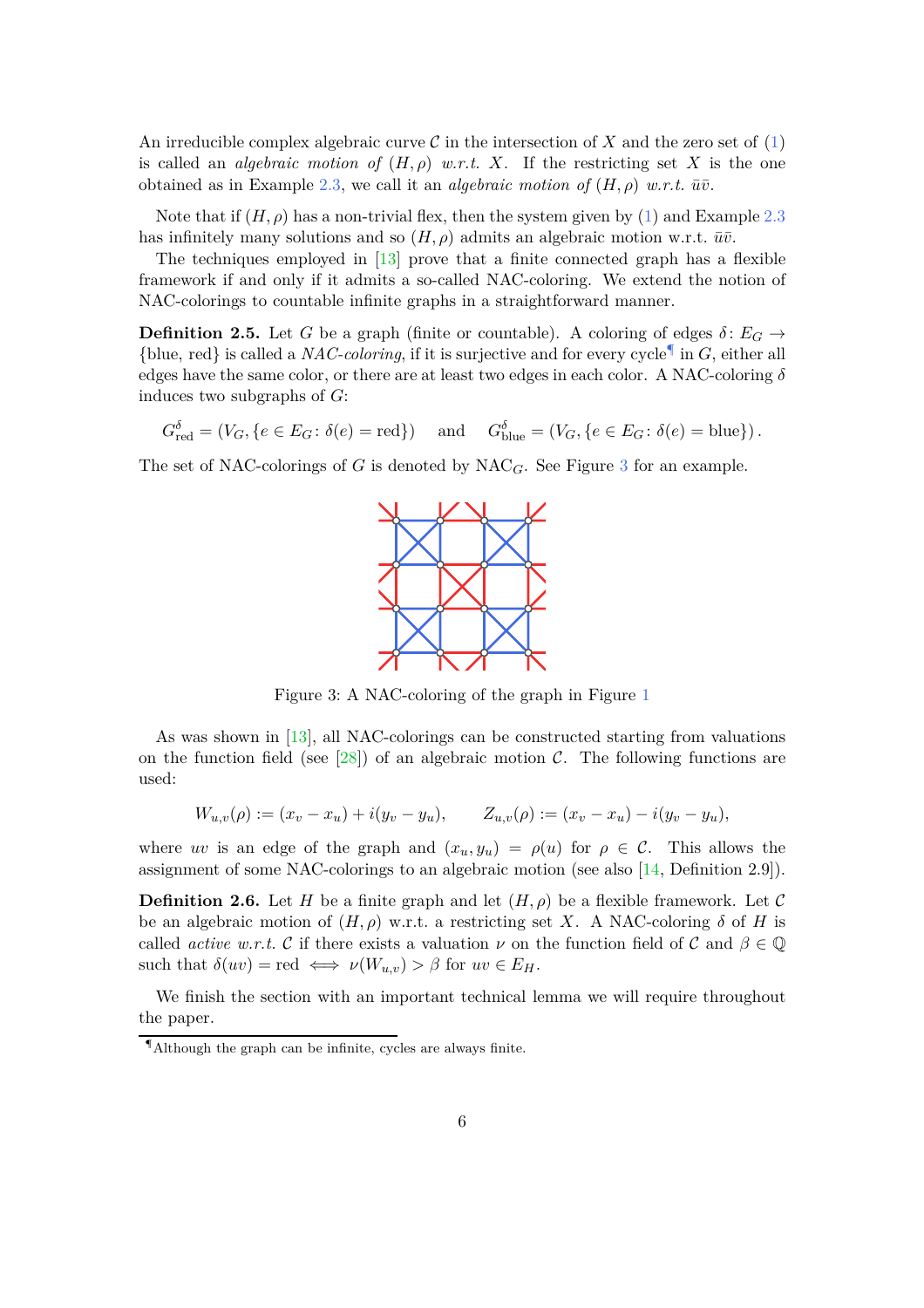An irreducible complex algebraic curve $\mathcal{C}$ in the intersection of $X$ and the zero set of (1) is called an *algebraic motion of* $(H, \rho)$ *w.r.t.* $X$. If the restricting set $X$ is the one obtained as in Example 2.3, we call it an *algebraic motion of* $(H, \rho)$ *w.r.t.* $\bar{u}\bar{v}$.

Note that if $(H, \rho)$ has a non-trivial flex, then the system given by (1) and Example 2.3 has infinitely many solutions and so $(H, \rho)$ admits an algebraic motion w.r.t. $\bar{u}\bar{v}$.

The techniques employed in [13] prove that a finite connected graph has a flexible framework if and only if it admits a so-called NAC-coloring. We extend the notion of NAC-colorings to countable infinite graphs in a straightforward manner.

**Definition 2.5.** Let $G$ be a graph (finite or countable). A coloring of edges $\delta \colon E_G \to \{\text{blue}, \text{red}\}$ is called a *NAC-coloring*, if it is surjective and for every cycle[¶] in $G$, either all edges have the same color, or there are at least two edges in each color. A NAC-coloring $\delta$ induces two subgraphs of $G$:

$$G^\delta_{\text{red}} = (V_G, \{e \in E_G \colon \delta(e) = \text{red}\}) \quad \text{and} \quad G^\delta_{\text{blue}} = (V_G, \{e \in E_G \colon \delta(e) = \text{blue}\}).$$

The set of NAC-colorings of $G$ is denoted by $\text{NAC}_G$. See Figure 3 for an example.

Figure 3: A NAC-coloring of the graph in Figure 1

As was shown in [13], all NAC-colorings can be constructed starting from valuations on the function field (see [28]) of an algebraic motion $\mathcal{C}$. The following functions are used:

$$W_{u,v}(\rho) := (x_v - x_u) + i(y_v - y_u), \qquad Z_{u,v}(\rho) := (x_v - x_u) - i(y_v - y_u),$$

where $uv$ is an edge of the graph and $(x_u, y_u) = \rho(u)$ for $\rho \in \mathcal{C}$. This allows the assignment of some NAC-colorings to an algebraic motion (see also [14, Definition 2.9]).

**Definition 2.6.** Let $H$ be a finite graph and let $(H, \rho)$ be a flexible framework. Let $\mathcal{C}$ be an algebraic motion of $(H, \rho)$ w.r.t. a restricting set $X$. A NAC-coloring $\delta$ of $H$ is called *active w.r.t.* $\mathcal{C}$ if there exists a valuation $\nu$ on the function field of $\mathcal{C}$ and $\beta \in \mathbb{Q}$ such that $\delta(uv) = \text{red} \iff \nu(W_{u,v}) > \beta$ for $uv \in E_H$.

We finish the section with an important technical lemma we will require throughout the paper.

[¶]Although the graph can be infinite, cycles are always finite.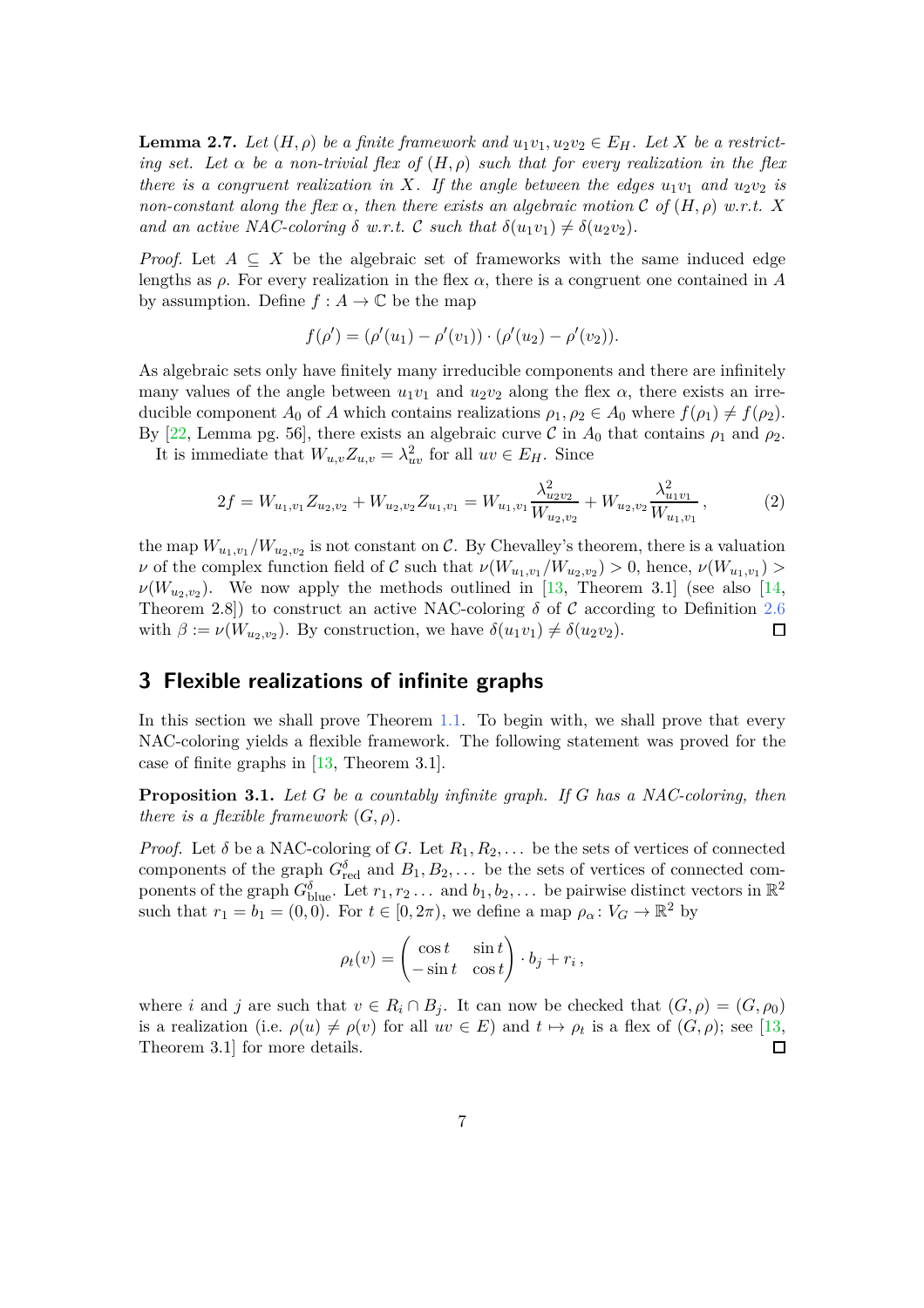**Lemma 2.7.** *Let $(H, \rho)$ be a finite framework and $u_1v_1, u_2v_2 \in E_H$. Let $X$ be a restricting set. Let $\alpha$ be a non-trivial flex of $(H, \rho)$ such that for every realization in the flex there is a congruent realization in $X$. If the angle between the edges $u_1v_1$ and $u_2v_2$ is non-constant along the flex $\alpha$, then there exists an algebraic motion $\mathcal{C}$ of $(H, \rho)$ w.r.t. $X$ and an active NAC-coloring $\delta$ w.r.t. $\mathcal{C}$ such that $\delta(u_1v_1) \neq \delta(u_2v_2)$.*

*Proof.* Let $A \subseteq X$ be the algebraic set of frameworks with the same induced edge lengths as $\rho$. For every realization in the flex $\alpha$, there is a congruent one contained in $A$ by assumption. Define $f : A \to \mathbb{C}$ be the map

$$f(\rho') = (\rho'(u_1) - \rho'(v_1)) \cdot (\rho'(u_2) - \rho'(v_2)).$$

As algebraic sets only have finitely many irreducible components and there are infinitely many values of the angle between $u_1v_1$ and $u_2v_2$ along the flex $\alpha$, there exists an irreducible component $A_0$ of $A$ which contains realizations $\rho_1, \rho_2 \in A_0$ where $f(\rho_1) \neq f(\rho_2)$. By [22, Lemma pg. 56], there exists an algebraic curve $\mathcal{C}$ in $A_0$ that contains $\rho_1$ and $\rho_2$.

It is immediate that $W_{u,v} Z_{u,v} = \lambda_{uv}^2$ for all $uv \in E_H$. Since

$$2f = W_{u_1,v_1} Z_{u_2,v_2} + W_{u_2,v_2} Z_{u_1,v_1} = W_{u_1,v_1} \frac{\lambda_{u_2v_2}^2}{W_{u_2,v_2}} + W_{u_2,v_2} \frac{\lambda_{u_1v_1}^2}{W_{u_1,v_1}}, \tag{2}$$

the map $W_{u_1,v_1}/W_{u_2,v_2}$ is not constant on $\mathcal{C}$. By Chevalley's theorem, there is a valuation $\nu$ of the complex function field of $\mathcal{C}$ such that $\nu(W_{u_1,v_1}/W_{u_2,v_2}) > 0$, hence, $\nu(W_{u_1,v_1}) > \nu(W_{u_2,v_2})$. We now apply the methods outlined in [13, Theorem 3.1] (see also [14, Theorem 2.8]) to construct an active NAC-coloring $\delta$ of $\mathcal{C}$ according to Definition 2.6 with $\beta := \nu(W_{u_2,v_2})$. By construction, we have $\delta(u_1v_1) \neq \delta(u_2v_2)$. ◻

## 3 Flexible realizations of infinite graphs

In this section we shall prove Theorem 1.1. To begin with, we shall prove that every NAC-coloring yields a flexible framework. The following statement was proved for the case of finite graphs in [13, Theorem 3.1].

**Proposition 3.1.** *Let $G$ be a countably infinite graph. If $G$ has a NAC-coloring, then there is a flexible framework $(G, \rho)$.*

*Proof.* Let $\delta$ be a NAC-coloring of $G$. Let $R_1, R_2, \ldots$ be the sets of vertices of connected components of the graph $G^\delta_{\text{red}}$ and $B_1, B_2, \ldots$ be the sets of vertices of connected components of the graph $G^\delta_{\text{blue}}$. Let $r_1, r_2 \ldots$ and $b_1, b_2, \ldots$ be pairwise distinct vectors in $\mathbb{R}^2$ such that $r_1 = b_1 = (0, 0)$. For $t \in [0, 2\pi)$, we define a map $\rho_\alpha \colon V_G \to \mathbb{R}^2$ by

$$\rho_t(v) = \begin{pmatrix} \cos t & \sin t \\ -\sin t & \cos t \end{pmatrix} \cdot b_j + r_i \,,$$

where $i$ and $j$ are such that $v \in R_i \cap B_j$. It can now be checked that $(G, \rho) = (G, \rho_0)$ is a realization (i.e. $\rho(u) \neq \rho(v)$ for all $uv \in E$) and $t \mapsto \rho_t$ is a flex of $(G, \rho)$; see [13, Theorem 3.1] for more details. ◻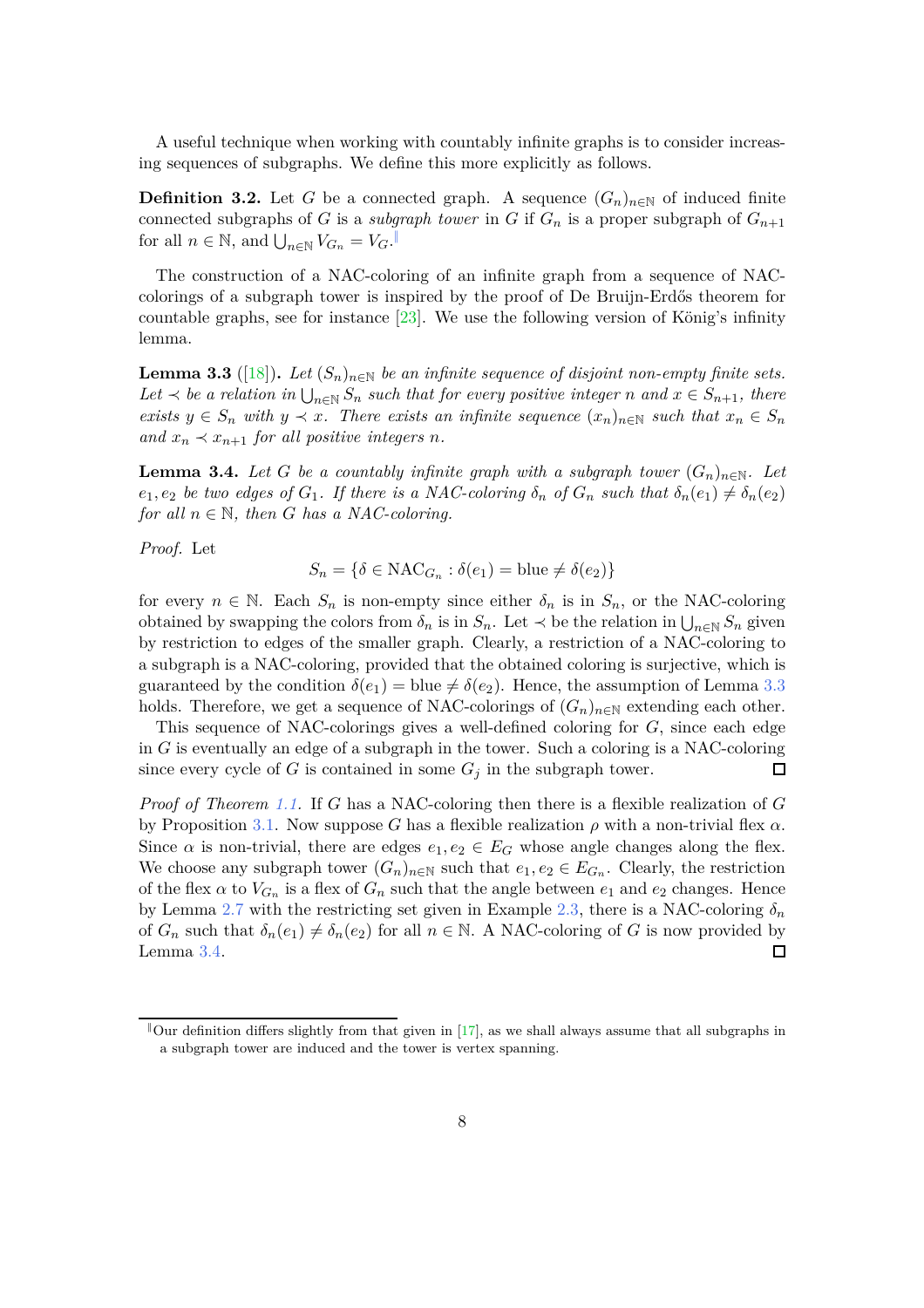A useful technique when working with countably infinite graphs is to consider increasing sequences of subgraphs. We define this more explicitly as follows.

**Definition 3.2.** Let $G$ be a connected graph. A sequence $(G_n)_{n\in\mathbb{N}}$ of induced finite connected subgraphs of $G$ is a *subgraph tower* in $G$ if $G_n$ is a proper subgraph of $G_{n+1}$ for all $n \in \mathbb{N}$, and $\bigcup_{n\in\mathbb{N}} V_{G_n} = V_G$.[‖]

The construction of a NAC-coloring of an infinite graph from a sequence of NAC-colorings of a subgraph tower is inspired by the proof of De Bruijn-Erdős theorem for countable graphs, see for instance [23]. We use the following version of König's infinity lemma.

**Lemma 3.3** ([18])**.** *Let $(S_n)_{n\in\mathbb{N}}$ be an infinite sequence of disjoint non-empty finite sets. Let $\prec$ be a relation in $\bigcup_{n\in\mathbb{N}} S_n$ such that for every positive integer $n$ and $x \in S_{n+1}$, there exists $y \in S_n$ with $y \prec x$. There exists an infinite sequence $(x_n)_{n\in\mathbb{N}}$ such that $x_n \in S_n$ and $x_n \prec x_{n+1}$ for all positive integers $n$.*

**Lemma 3.4.** *Let $G$ be a countably infinite graph with a subgraph tower $(G_n)_{n\in\mathbb{N}}$. Let $e_1, e_2$ be two edges of $G_1$. If there is a NAC-coloring $\delta_n$ of $G_n$ such that $\delta_n(e_1) \neq \delta_n(e_2)$ for all $n \in \mathbb{N}$, then $G$ has a NAC-coloring.*

*Proof.* Let

$$S_n = \{\delta \in \mathrm{NAC}_{G_n} : \delta(e_1) = \text{blue} \neq \delta(e_2)\}$$

for every $n \in \mathbb{N}$. Each $S_n$ is non-empty since either $\delta_n$ is in $S_n$, or the NAC-coloring obtained by swapping the colors from $\delta_n$ is in $S_n$. Let $\prec$ be the relation in $\bigcup_{n\in\mathbb{N}} S_n$ given by restriction to edges of the smaller graph. Clearly, a restriction of a NAC-coloring to a subgraph is a NAC-coloring, provided that the obtained coloring is surjective, which is guaranteed by the condition $\delta(e_1) = \text{blue} \neq \delta(e_2)$. Hence, the assumption of Lemma 3.3 holds. Therefore, we get a sequence of NAC-colorings of $(G_n)_{n\in\mathbb{N}}$ extending each other.

This sequence of NAC-colorings gives a well-defined coloring for $G$, since each edge in $G$ is eventually an edge of a subgraph in the tower. Such a coloring is a NAC-coloring since every cycle of $G$ is contained in some $G_j$ in the subgraph tower. □

*Proof of Theorem 1.1.* If $G$ has a NAC-coloring then there is a flexible realization of $G$ by Proposition 3.1. Now suppose $G$ has a flexible realization $\rho$ with a non-trivial flex $\alpha$. Since $\alpha$ is non-trivial, there are edges $e_1, e_2 \in E_G$ whose angle changes along the flex. We choose any subgraph tower $(G_n)_{n\in\mathbb{N}}$ such that $e_1, e_2 \in E_{G_n}$. Clearly, the restriction of the flex $\alpha$ to $V_{G_n}$ is a flex of $G_n$ such that the angle between $e_1$ and $e_2$ changes. Hence by Lemma 2.7 with the restricting set given in Example 2.3, there is a NAC-coloring $\delta_n$ of $G_n$ such that $\delta_n(e_1) \neq \delta_n(e_2)$ for all $n \in \mathbb{N}$. A NAC-coloring of $G$ is now provided by Lemma 3.4. □

---

[‖] Our definition differs slightly from that given in [17], as we shall always assume that all subgraphs in a subgraph tower are induced and the tower is vertex spanning.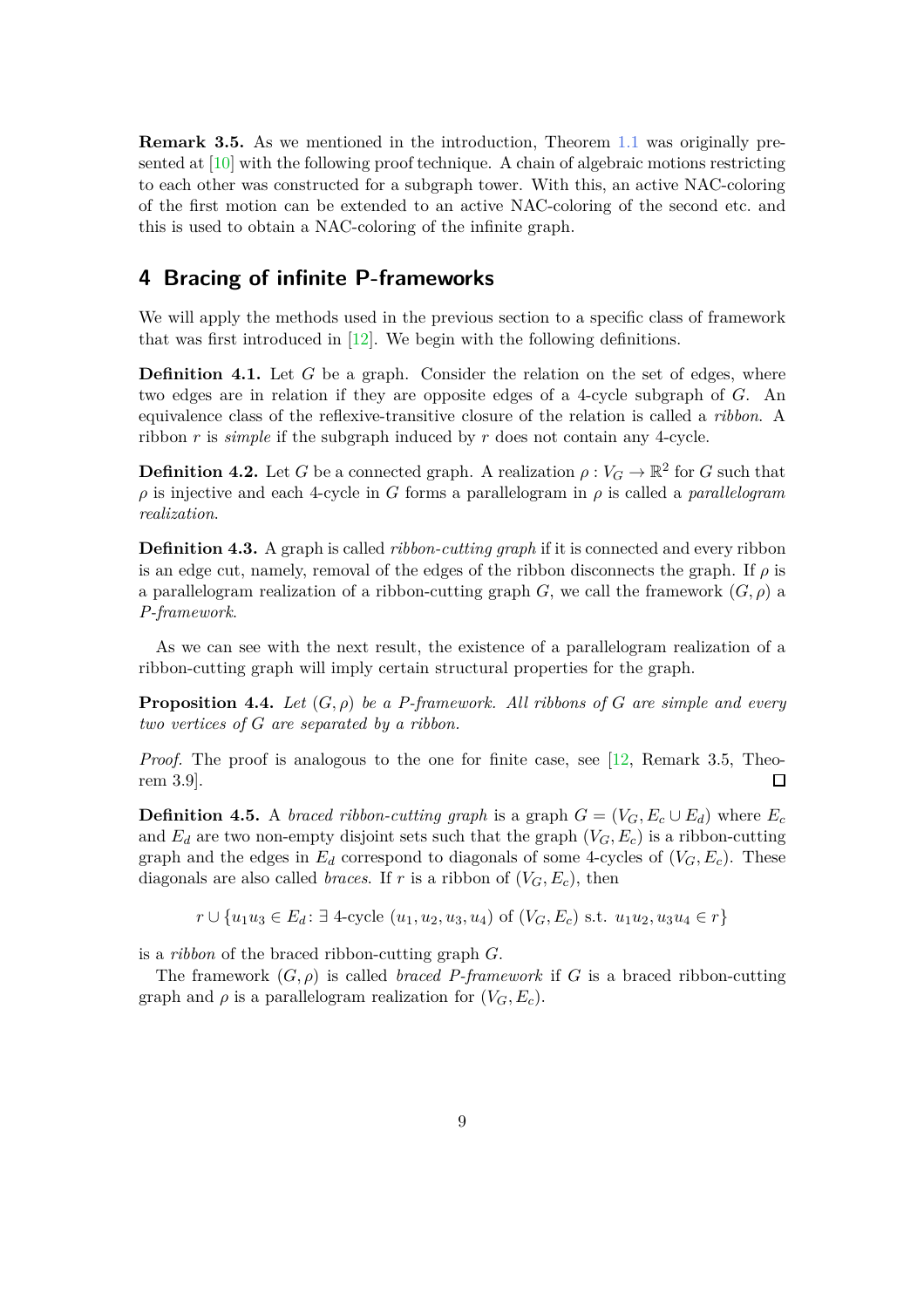**Remark 3.5.** As we mentioned in the introduction, Theorem 1.1 was originally presented at [10] with the following proof technique. A chain of algebraic motions restricting to each other was constructed for a subgraph tower. With this, an active NAC-coloring of the first motion can be extended to an active NAC-coloring of the second etc. and this is used to obtain a NAC-coloring of the infinite graph.

## 4 Bracing of infinite P-frameworks

We will apply the methods used in the previous section to a specific class of framework that was first introduced in [12]. We begin with the following definitions.

**Definition 4.1.** Let $G$ be a graph. Consider the relation on the set of edges, where two edges are in relation if they are opposite edges of a 4-cycle subgraph of $G$. An equivalence class of the reflexive-transitive closure of the relation is called a *ribbon*. A ribbon $r$ is *simple* if the subgraph induced by $r$ does not contain any 4-cycle.

**Definition 4.2.** Let $G$ be a connected graph. A realization $\rho : V_G \to \mathbb{R}^2$ for $G$ such that $\rho$ is injective and each 4-cycle in $G$ forms a parallelogram in $\rho$ is called a *parallelogram realization*.

**Definition 4.3.** A graph is called *ribbon-cutting graph* if it is connected and every ribbon is an edge cut, namely, removal of the edges of the ribbon disconnects the graph. If $\rho$ is a parallelogram realization of a ribbon-cutting graph $G$, we call the framework $(G, \rho)$ a *P-framework*.

As we can see with the next result, the existence of a parallelogram realization of a ribbon-cutting graph will imply certain structural properties for the graph.

**Proposition 4.4.** *Let $(G, \rho)$ be a P-framework. All ribbons of $G$ are simple and every two vertices of $G$ are separated by a ribbon.*

*Proof.* The proof is analogous to the one for finite case, see [12, Remark 3.5, Theorem 3.9]. □

**Definition 4.5.** A *braced ribbon-cutting graph* is a graph $G = (V_G, E_c \cup E_d)$ where $E_c$ and $E_d$ are two non-empty disjoint sets such that the graph $(V_G, E_c)$ is a ribbon-cutting graph and the edges in $E_d$ correspond to diagonals of some 4-cycles of $(V_G, E_c)$. These diagonals are also called *braces*. If $r$ is a ribbon of $(V_G, E_c)$, then

$$r \cup \{u_1u_3 \in E_d \colon \exists \text{ 4-cycle } (u_1, u_2, u_3, u_4) \text{ of } (V_G, E_c) \text{ s.t. } u_1u_2, u_3u_4 \in r\}$$

is a *ribbon* of the braced ribbon-cutting graph $G$.

The framework $(G, \rho)$ is called *braced P-framework* if $G$ is a braced ribbon-cutting graph and $\rho$ is a parallelogram realization for $(V_G, E_c)$.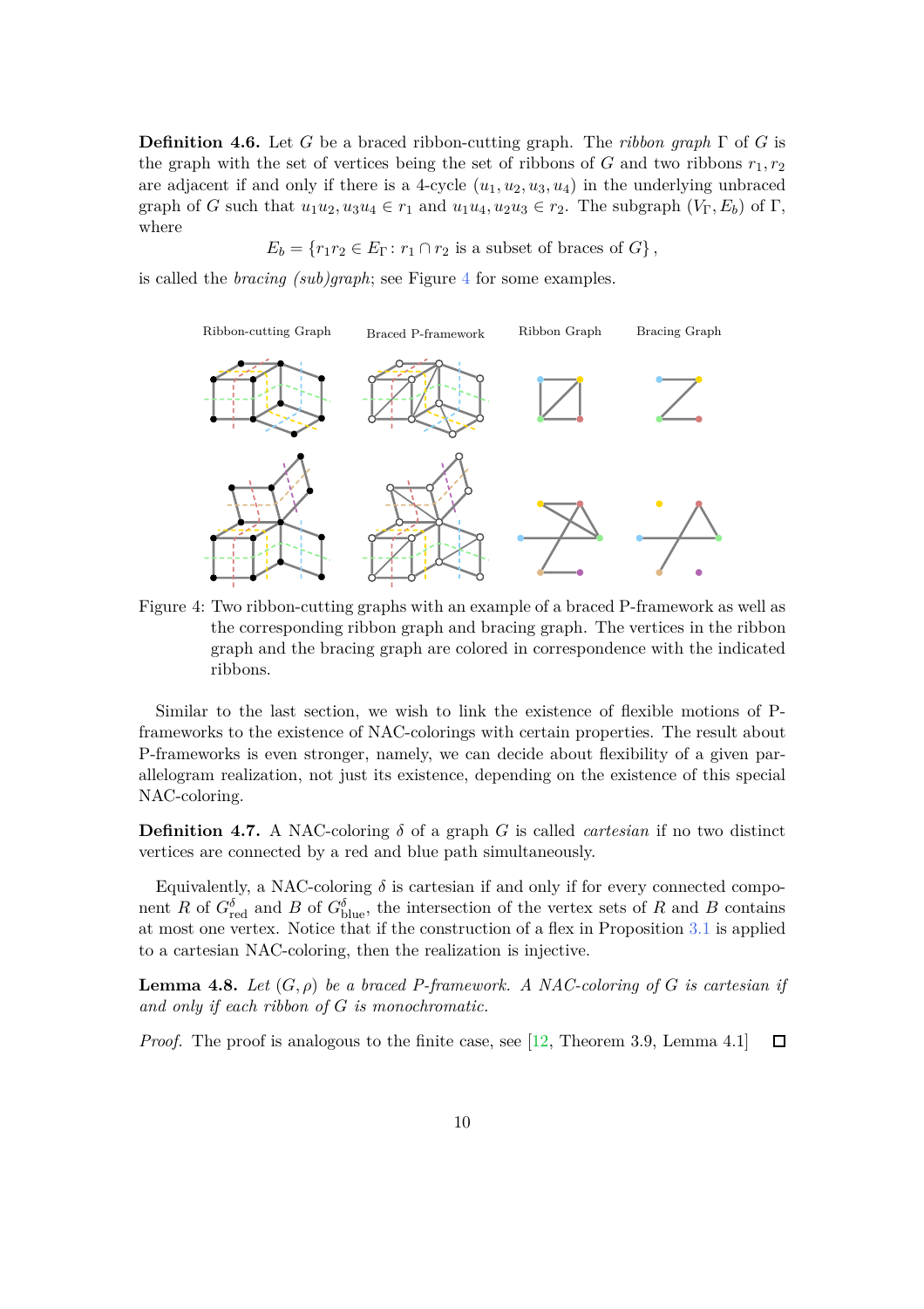**Definition 4.6.** Let $G$ be a braced ribbon-cutting graph. The *ribbon graph* $\Gamma$ of $G$ is the graph with the set of vertices being the set of ribbons of $G$ and two ribbons $r_1, r_2$ are adjacent if and only if there is a 4-cycle $(u_1, u_2, u_3, u_4)$ in the underlying unbraced graph of $G$ such that $u_1u_2, u_3u_4 \in r_1$ and $u_1u_4, u_2u_3 \in r_2$. The subgraph $(V_\Gamma, E_b)$ of $\Gamma$, where

$$E_b = \{r_1r_2 \in E_\Gamma : r_1 \cap r_2 \text{ is a subset of braces of } G\},$$

is called the *bracing (sub)graph*; see Figure 4 for some examples.

Figure 4: Two ribbon-cutting graphs with an example of a braced P-framework as well as the corresponding ribbon graph and bracing graph. The vertices in the ribbon graph and the bracing graph are colored in correspondence with the indicated ribbons.

Similar to the last section, we wish to link the existence of flexible motions of P-frameworks to the existence of NAC-colorings with certain properties. The result about P-frameworks is even stronger, namely, we can decide about flexibility of a given parallelogram realization, not just its existence, depending on the existence of this special NAC-coloring.

**Definition 4.7.** A NAC-coloring $\delta$ of a graph $G$ is called *cartesian* if no two distinct vertices are connected by a red and blue path simultaneously.

Equivalently, a NAC-coloring $\delta$ is cartesian if and only if for every connected component $R$ of $G^\delta_{\text{red}}$ and $B$ of $G^\delta_{\text{blue}}$, the intersection of the vertex sets of $R$ and $B$ contains at most one vertex. Notice that if the construction of a flex in Proposition 3.1 is applied to a cartesian NAC-coloring, then the realization is injective.

**Lemma 4.8.** *Let $(G, \rho)$ be a braced P-framework. A NAC-coloring of $G$ is cartesian if and only if each ribbon of $G$ is monochromatic.*

*Proof.* The proof is analogous to the finite case, see [12, Theorem 3.9, Lemma 4.1] ◻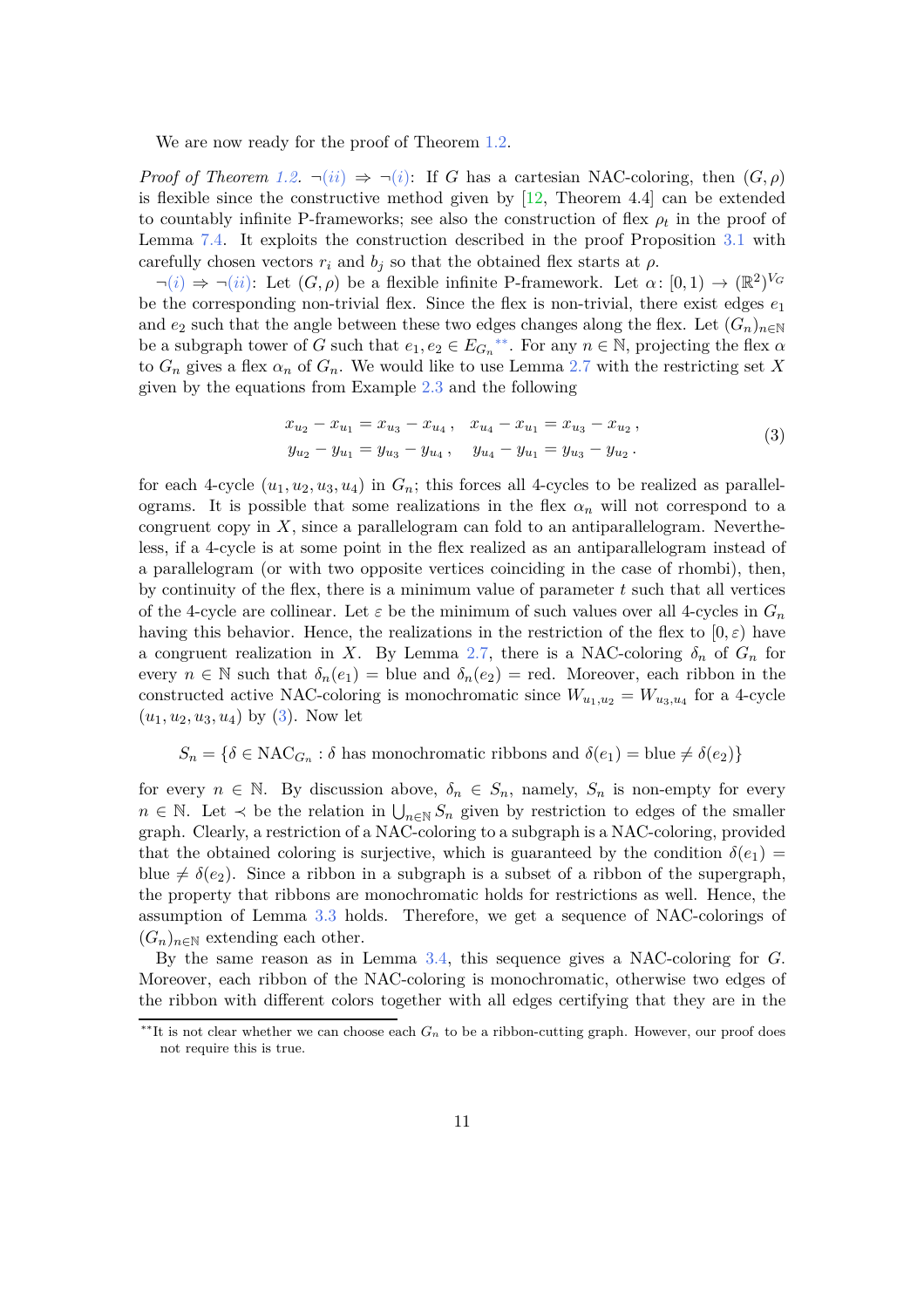We are now ready for the proof of Theorem 1.2.

*Proof of Theorem 1.2.* $\neg$(*ii*) $\Rightarrow$ $\neg$(*i*): If $G$ has a cartesian NAC-coloring, then $(G, \rho)$ is flexible since the constructive method given by [12, Theorem 4.4] can be extended to countably infinite P-frameworks; see also the construction of flex $\rho_t$ in the proof of Lemma 7.4. It exploits the construction described in the proof Proposition 3.1 with carefully chosen vectors $r_i$ and $b_j$ so that the obtained flex starts at $\rho$.

$\neg$(*i*) $\Rightarrow$ $\neg$(*ii*): Let $(G, \rho)$ be a flexible infinite P-framework. Let $\alpha\colon [0, 1) \to (\mathbb{R}^2)^{V_G}$ be the corresponding non-trivial flex. Since the flex is non-trivial, there exist edges $e_1$ and $e_2$ such that the angle between these two edges changes along the flex. Let $(G_n)_{n\in\mathbb{N}}$ be a subgraph tower of $G$ such that $e_1, e_2 \in E_{G_n}$[**]. For any $n \in \mathbb{N}$, projecting the flex $\alpha$ to $G_n$ gives a flex $\alpha_n$ of $G_n$. We would like to use Lemma 2.7 with the restricting set $X$ given by the equations from Example 2.3 and the following

$$
\begin{aligned}
x_{u_2} - x_{u_1} &= x_{u_3} - x_{u_4}\,, \quad & x_{u_4} - x_{u_1} &= x_{u_3} - x_{u_2}\,, \\
y_{u_2} - y_{u_1} &= y_{u_3} - y_{u_4}\,, \quad & y_{u_4} - y_{u_1} &= y_{u_3} - y_{u_2}\,.
\end{aligned}
\tag{3}
$$

for each 4-cycle $(u_1, u_2, u_3, u_4)$ in $G_n$; this forces all 4-cycles to be realized as parallelograms. It is possible that some realizations in the flex $\alpha_n$ will not correspond to a congruent copy in $X$, since a parallelogram can fold to an antiparallelogram. Nevertheless, if a 4-cycle is at some point in the flex realized as an antiparallelogram instead of a parallelogram (or with two opposite vertices coinciding in the case of rhombi), then, by continuity of the flex, there is a minimum value of parameter $t$ such that all vertices of the 4-cycle are collinear. Let $\varepsilon$ be the minimum of such values over all 4-cycles in $G_n$ having this behavior. Hence, the realizations in the restriction of the flex to $[0, \varepsilon)$ have a congruent realization in $X$. By Lemma 2.7, there is a NAC-coloring $\delta_n$ of $G_n$ for every $n \in \mathbb{N}$ such that $\delta_n(e_1) = \text{blue}$ and $\delta_n(e_2) = \text{red}$. Moreover, each ribbon in the constructed active NAC-coloring is monochromatic since $W_{u_1,u_2} = W_{u_3,u_4}$ for a 4-cycle $(u_1, u_2, u_3, u_4)$ by (3). Now let

$$
S_n = \{\delta \in \mathrm{NAC}_{G_n} : \delta \text{ has monochromatic ribbons and } \delta(e_1) = \text{blue} \neq \delta(e_2)\}
$$

for every $n \in \mathbb{N}$. By discussion above, $\delta_n \in S_n$, namely, $S_n$ is non-empty for every $n \in \mathbb{N}$. Let $\prec$ be the relation in $\bigcup_{n\in\mathbb{N}} S_n$ given by restriction to edges of the smaller graph. Clearly, a restriction of a NAC-coloring to a subgraph is a NAC-coloring, provided that the obtained coloring is surjective, which is guaranteed by the condition $\delta(e_1) = \text{blue} \neq \delta(e_2)$. Since a ribbon in a subgraph is a subset of a ribbon of the supergraph, the property that ribbons are monochromatic holds for restrictions as well. Hence, the assumption of Lemma 3.3 holds. Therefore, we get a sequence of NAC-colorings of $(G_n)_{n\in\mathbb{N}}$ extending each other.

By the same reason as in Lemma 3.4, this sequence gives a NAC-coloring for $G$. Moreover, each ribbon of the NAC-coloring is monochromatic, otherwise two edges of the ribbon with different colors together with all edges certifying that they are in the

[**] It is not clear whether we can choose each $G_n$ to be a ribbon-cutting graph. However, our proof does not require this is true.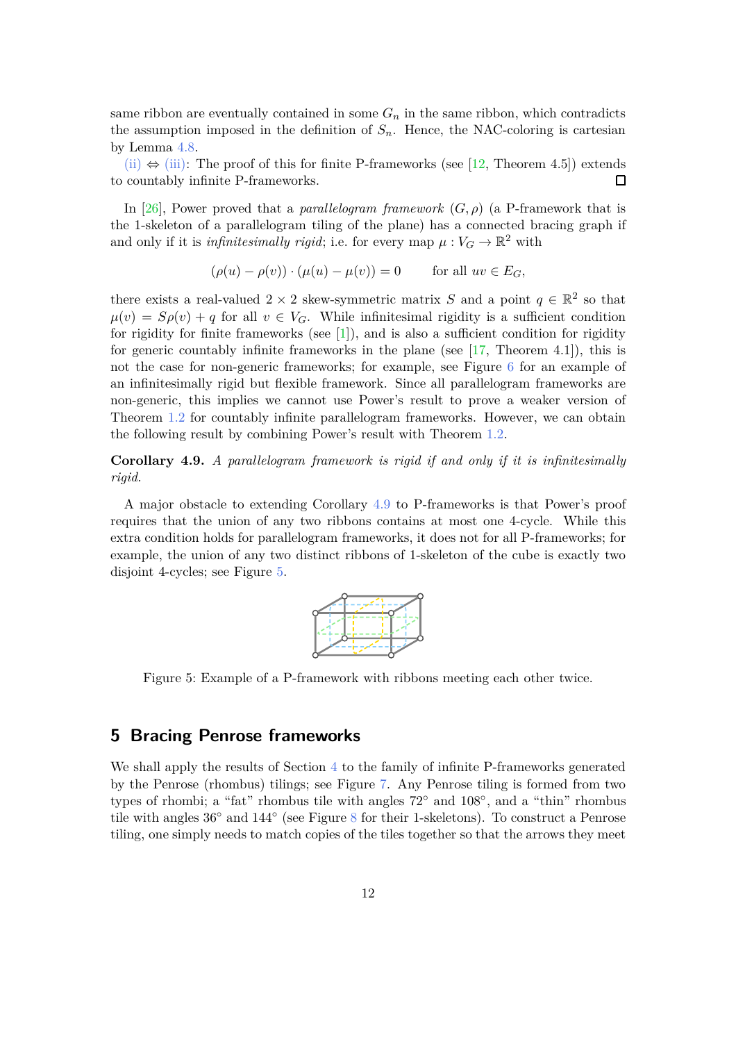same ribbon are eventually contained in some $G_n$ in the same ribbon, which contradicts the assumption imposed in the definition of $S_n$. Hence, the NAC-coloring is cartesian by Lemma 4.8.

(ii) ⇔ (iii): The proof of this for finite P-frameworks (see [12, Theorem 4.5]) extends to countably infinite P-frameworks. □

In [26], Power proved that a *parallelogram framework* $(G, \rho)$ (a P-framework that is the 1-skeleton of a parallelogram tiling of the plane) has a connected bracing graph if and only if it is *infinitesimally rigid*; i.e. for every map $\mu : V_G \to \mathbb{R}^2$ with

$$(\rho(u) - \rho(v)) \cdot (\mu(u) - \mu(v)) = 0 \qquad \text{for all } uv \in E_G,$$

there exists a real-valued $2 \times 2$ skew-symmetric matrix $S$ and a point $q \in \mathbb{R}^2$ so that $\mu(v) = S\rho(v) + q$ for all $v \in V_G$. While infinitesimal rigidity is a sufficient condition for rigidity for finite frameworks (see [1]), and is also a sufficient condition for rigidity for generic countably infinite frameworks in the plane (see [17, Theorem 4.1]), this is not the case for non-generic frameworks; for example, see Figure 6 for an example of an infinitesimally rigid but flexible framework. Since all parallelogram frameworks are non-generic, this implies we cannot use Power's result to prove a weaker version of Theorem 1.2 for countably infinite parallelogram frameworks. However, we can obtain the following result by combining Power's result with Theorem 1.2.

**Corollary 4.9.** *A parallelogram framework is rigid if and only if it is infinitesimally rigid.*

A major obstacle to extending Corollary 4.9 to P-frameworks is that Power's proof requires that the union of any two ribbons contains at most one 4-cycle. While this extra condition holds for parallelogram frameworks, it does not for all P-frameworks; for example, the union of any two distinct ribbons of 1-skeleton of the cube is exactly two disjoint 4-cycles; see Figure 5.

Figure 5: Example of a P-framework with ribbons meeting each other twice.

## 5 Bracing Penrose frameworks

We shall apply the results of Section 4 to the family of infinite P-frameworks generated by the Penrose (rhombus) tilings; see Figure 7. Any Penrose tiling is formed from two types of rhombi; a "fat" rhombus tile with angles 72° and 108°, and a "thin" rhombus tile with angles 36° and 144° (see Figure 8 for their 1-skeletons). To construct a Penrose tiling, one simply needs to match copies of the tiles together so that the arrows they meet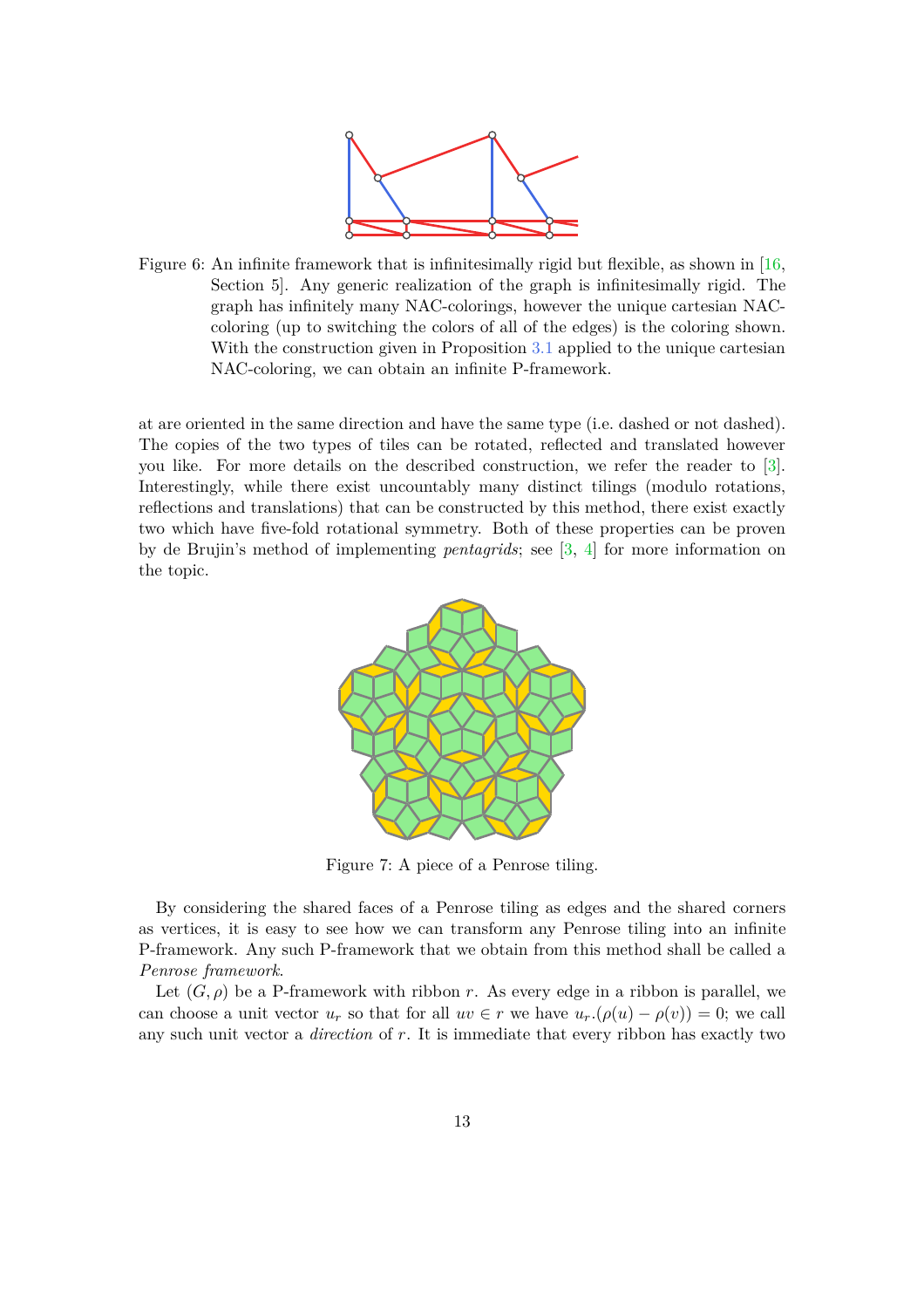Figure 6: An infinite framework that is infinitesimally rigid but flexible, as shown in [16, Section 5]. Any generic realization of the graph is infinitesimally rigid. The graph has infinitely many NAC-colorings, however the unique cartesian NAC-coloring (up to switching the colors of all of the edges) is the coloring shown. With the construction given in Proposition 3.1 applied to the unique cartesian NAC-coloring, we can obtain an infinite P-framework.

at are oriented in the same direction and have the same type (i.e. dashed or not dashed). The copies of the two types of tiles can be rotated, reflected and translated however you like. For more details on the described construction, we refer the reader to [3]. Interestingly, while there exist uncountably many distinct tilings (modulo rotations, reflections and translations) that can be constructed by this method, there exist exactly two which have five-fold rotational symmetry. Both of these properties can be proven by de Brujin's method of implementing *pentagrids*; see [3, 4] for more information on the topic.

Figure 7: A piece of a Penrose tiling.

By considering the shared faces of a Penrose tiling as edges and the shared corners as vertices, it is easy to see how we can transform any Penrose tiling into an infinite P-framework. Any such P-framework that we obtain from this method shall be called a *Penrose framework*.

Let $(G, \rho)$ be a P-framework with ribbon $r$. As every edge in a ribbon is parallel, we can choose a unit vector $u_r$ so that for all $uv \in r$ we have $u_r.(\rho(u) - \rho(v)) = 0$; we call any such unit vector a *direction* of $r$. It is immediate that every ribbon has exactly two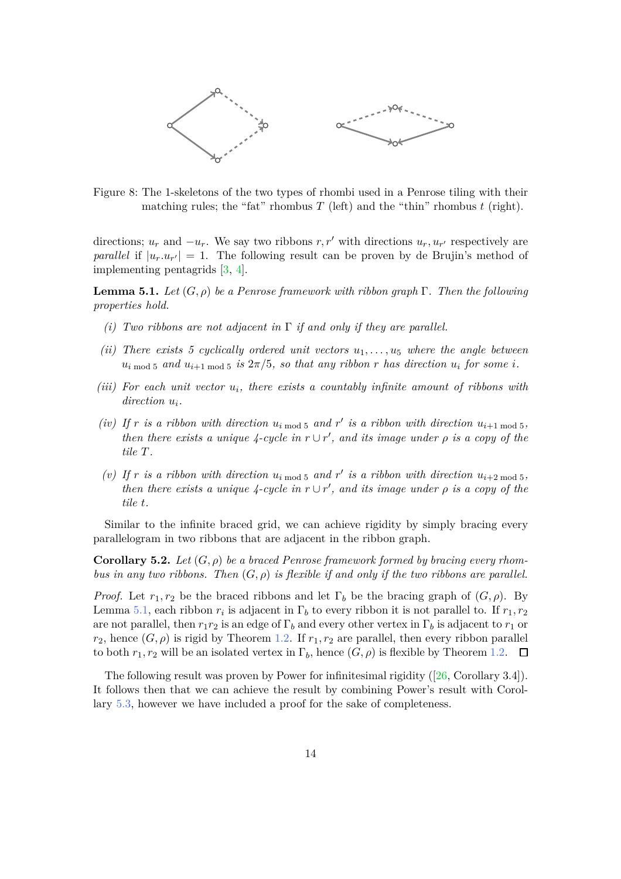Figure 8: The 1-skeletons of the two types of rhombi used in a Penrose tiling with their matching rules; the "fat" rhombus $T$ (left) and the "thin" rhombus $t$ (right).

directions; $u_r$ and $-u_r$. We say two ribbons $r, r'$ with directions $u_r, u_{r'}$ respectively are *parallel* if $|u_r.u_{r'}| = 1$. The following result can be proven by de Brujin's method of implementing pentagrids [3, 4].

**Lemma 5.1.** *Let $(G, \rho)$ be a Penrose framework with ribbon graph $\Gamma$. Then the following properties hold.*

*(i) Two ribbons are not adjacent in $\Gamma$ if and only if they are parallel.*

*(ii) There exists 5 cyclically ordered unit vectors $u_1, \ldots, u_5$ where the angle between $u_{i \bmod 5}$ and $u_{i+1 \bmod 5}$ is $2\pi/5$, so that any ribbon $r$ has direction $u_i$ for some $i$.*

*(iii) For each unit vector $u_i$, there exists a countably infinite amount of ribbons with direction $u_i$.*

*(iv) If $r$ is a ribbon with direction $u_{i \bmod 5}$ and $r'$ is a ribbon with direction $u_{i+1 \bmod 5}$, then there exists a unique 4-cycle in $r \cup r'$, and its image under $\rho$ is a copy of the tile $T$.*

*(v) If $r$ is a ribbon with direction $u_{i \bmod 5}$ and $r'$ is a ribbon with direction $u_{i+2 \bmod 5}$, then there exists a unique 4-cycle in $r \cup r'$, and its image under $\rho$ is a copy of the tile $t$.*

Similar to the infinite braced grid, we can achieve rigidity by simply bracing every parallelogram in two ribbons that are adjacent in the ribbon graph.

**Corollary 5.2.** *Let $(G, \rho)$ be a braced Penrose framework formed by bracing every rhombus in any two ribbons. Then $(G, \rho)$ is flexible if and only if the two ribbons are parallel.*

*Proof.* Let $r_1, r_2$ be the braced ribbons and let $\Gamma_b$ be the bracing graph of $(G, \rho)$. By Lemma 5.1, each ribbon $r_i$ is adjacent in $\Gamma_b$ to every ribbon it is not parallel to. If $r_1, r_2$ are not parallel, then $r_1 r_2$ is an edge of $\Gamma_b$ and every other vertex in $\Gamma_b$ is adjacent to $r_1$ or $r_2$, hence $(G, \rho)$ is rigid by Theorem 1.2. If $r_1, r_2$ are parallel, then every ribbon parallel to both $r_1, r_2$ will be an isolated vertex in $\Gamma_b$, hence $(G, \rho)$ is flexible by Theorem 1.2. ☐

The following result was proven by Power for infinitesimal rigidity ([26, Corollary 3.4]). It follows then that we can achieve the result by combining Power's result with Corollary 5.3, however we have included a proof for the sake of completeness.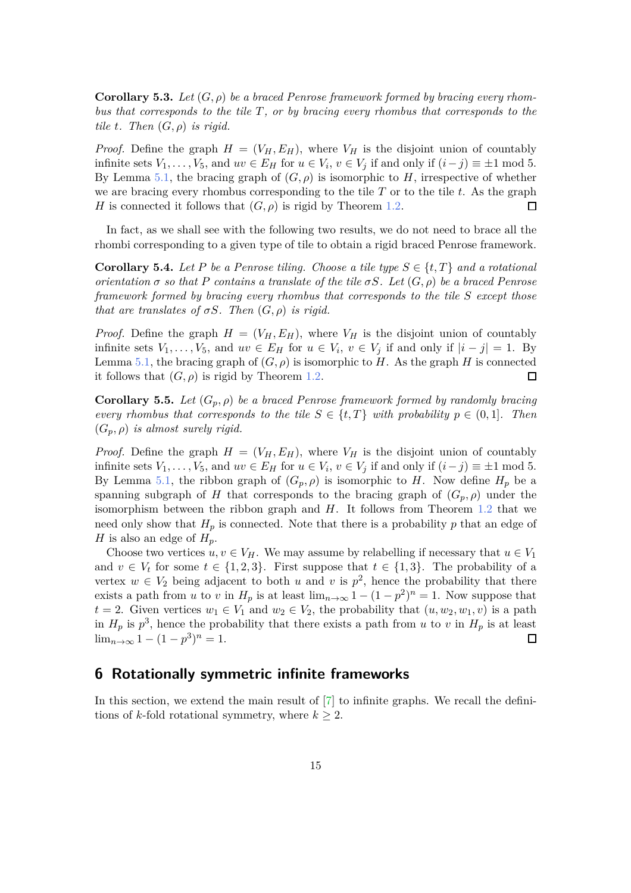**Corollary 5.3.** *Let $(G, \rho)$ be a braced Penrose framework formed by bracing every rhombus that corresponds to the tile $T$, or by bracing every rhombus that corresponds to the tile $t$. Then $(G, \rho)$ is rigid.*

*Proof.* Define the graph $H = (V_H, E_H)$, where $V_H$ is the disjoint union of countably infinite sets $V_1, \ldots, V_5$, and $uv \in E_H$ for $u \in V_i$, $v \in V_j$ if and only if $(i - j) \equiv \pm 1 \bmod 5$. By Lemma 5.1, the bracing graph of $(G, \rho)$ is isomorphic to $H$, irrespective of whether we are bracing every rhombus corresponding to the tile $T$ or to the tile $t$. As the graph $H$ is connected it follows that $(G, \rho)$ is rigid by Theorem 1.2. □

In fact, as we shall see with the following two results, we do not need to brace all the rhombi corresponding to a given type of tile to obtain a rigid braced Penrose framework.

**Corollary 5.4.** *Let $P$ be a Penrose tiling. Choose a tile type $S \in \{t, T\}$ and a rotational orientation $\sigma$ so that $P$ contains a translate of the tile $\sigma S$. Let $(G, \rho)$ be a braced Penrose framework formed by bracing every rhombus that corresponds to the tile $S$ except those that are translates of $\sigma S$. Then $(G, \rho)$ is rigid.*

*Proof.* Define the graph $H = (V_H, E_H)$, where $V_H$ is the disjoint union of countably infinite sets $V_1, \ldots, V_5$, and $uv \in E_H$ for $u \in V_i$, $v \in V_j$ if and only if $|i - j| = 1$. By Lemma 5.1, the bracing graph of $(G, \rho)$ is isomorphic to $H$. As the graph $H$ is connected it follows that $(G, \rho)$ is rigid by Theorem 1.2. □

**Corollary 5.5.** *Let $(G_p, \rho)$ be a braced Penrose framework formed by randomly bracing every rhombus that corresponds to the tile $S \in \{t, T\}$ with probability $p \in (0, 1]$. Then $(G_p, \rho)$ is almost surely rigid.*

*Proof.* Define the graph $H = (V_H, E_H)$, where $V_H$ is the disjoint union of countably infinite sets $V_1, \ldots, V_5$, and $uv \in E_H$ for $u \in V_i$, $v \in V_j$ if and only if $(i - j) \equiv \pm 1 \bmod 5$. By Lemma 5.1, the ribbon graph of $(G_p, \rho)$ is isomorphic to $H$. Now define $H_p$ be a spanning subgraph of $H$ that corresponds to the bracing graph of $(G_p, \rho)$ under the isomorphism between the ribbon graph and $H$. It follows from Theorem 1.2 that we need only show that $H_p$ is connected. Note that there is a probability $p$ that an edge of $H$ is also an edge of $H_p$.

Choose two vertices $u, v \in V_H$. We may assume by relabelling if necessary that $u \in V_1$ and $v \in V_t$ for some $t \in \{1, 2, 3\}$. First suppose that $t \in \{1, 3\}$. The probability of a vertex $w \in V_2$ being adjacent to both $u$ and $v$ is $p^2$, hence the probability that there exists a path from $u$ to $v$ in $H_p$ is at least $\lim_{n \to \infty} 1 - (1 - p^2)^n = 1$. Now suppose that $t = 2$. Given vertices $w_1 \in V_1$ and $w_2 \in V_2$, the probability that $(u, w_2, w_1, v)$ is a path in $H_p$ is $p^3$, hence the probability that there exists a path from $u$ to $v$ in $H_p$ is at least $\lim_{n \to \infty} 1 - (1 - p^3)^n = 1$. □

## 6 Rotationally symmetric infinite frameworks

In this section, we extend the main result of [7] to infinite graphs. We recall the definitions of $k$-fold rotational symmetry, where $k \geq 2$.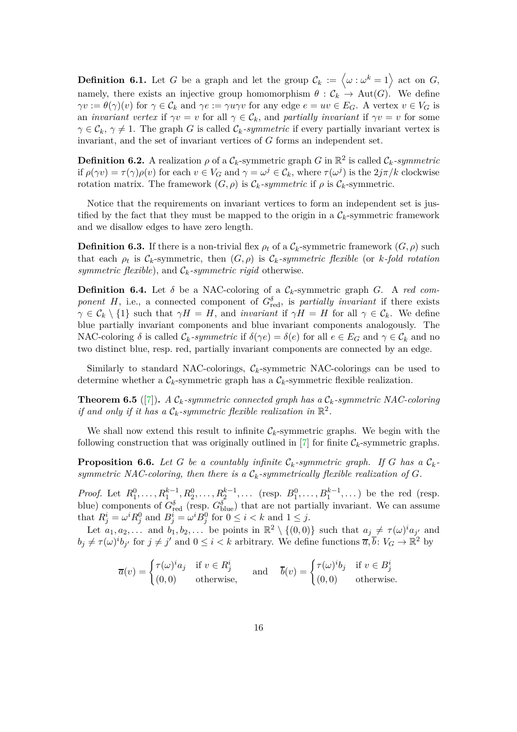**Definition 6.1.** Let $G$ be a graph and let the group $\mathcal{C}_k := \left\langle \omega : \omega^k = 1 \right\rangle$ act on $G$, namely, there exists an injective group homomorphism $\theta : \mathcal{C}_k \to \operatorname{Aut}(G)$. We define $\gamma v := \theta(\gamma)(v)$ for $\gamma \in \mathcal{C}_k$ and $\gamma e := \gamma u \gamma v$ for any edge $e = uv \in E_G$. A vertex $v \in V_G$ is an *invariant vertex* if $\gamma v = v$ for all $\gamma \in \mathcal{C}_k$, and *partially invariant* if $\gamma v = v$ for some $\gamma \in \mathcal{C}_k$, $\gamma \neq 1$. The graph $G$ is called $\mathcal{C}_k$*-symmetric* if every partially invariant vertex is invariant, and the set of invariant vertices of $G$ forms an independent set.

**Definition 6.2.** A realization $\rho$ of a $\mathcal{C}_k$-symmetric graph $G$ in $\mathbb{R}^2$ is called $\mathcal{C}_k$*-symmetric* if $\rho(\gamma v) = \tau(\gamma)\rho(v)$ for each $v \in V_G$ and $\gamma = \omega^j \in \mathcal{C}_k$, where $\tau(\omega^j)$ is the $2j\pi/k$ clockwise rotation matrix. The framework $(G, \rho)$ is $\mathcal{C}_k$*-symmetric* if $\rho$ is $\mathcal{C}_k$-symmetric.

Notice that the requirements on invariant vertices to form an independent set is justified by the fact that they must be mapped to the origin in a $\mathcal{C}_k$-symmetric framework and we disallow edges to have zero length.

**Definition 6.3.** If there is a non-trivial flex $\rho_t$ of a $\mathcal{C}_k$-symmetric framework $(G, \rho)$ such that each $\rho_t$ is $\mathcal{C}_k$-symmetric, then $(G, \rho)$ is $\mathcal{C}_k$*-symmetric flexible* (or *k-fold rotation symmetric flexible*), and $\mathcal{C}_k$*-symmetric rigid* otherwise.

**Definition 6.4.** Let $\delta$ be a NAC-coloring of a $\mathcal{C}_k$-symmetric graph $G$. A *red component* $H$, i.e., a connected component of $G^\delta_{\text{red}}$, is *partially invariant* if there exists $\gamma \in \mathcal{C}_k \setminus \{1\}$ such that $\gamma H = H$, and *invariant* if $\gamma H = H$ for all $\gamma \in \mathcal{C}_k$. We define blue partially invariant components and blue invariant components analogously. The NAC-coloring $\delta$ is called $\mathcal{C}_k$*-symmetric* if $\delta(\gamma e) = \delta(e)$ for all $e \in E_G$ and $\gamma \in \mathcal{C}_k$ and no two distinct blue, resp. red, partially invariant components are connected by an edge.

Similarly to standard NAC-colorings, $\mathcal{C}_k$-symmetric NAC-colorings can be used to determine whether a $\mathcal{C}_k$-symmetric graph has a $\mathcal{C}_k$-symmetric flexible realization.

**Theorem 6.5** ([7])**.** *A $\mathcal{C}_k$-symmetric connected graph has a $\mathcal{C}_k$-symmetric NAC-coloring if and only if it has a $\mathcal{C}_k$-symmetric flexible realization in $\mathbb{R}^2$.*

We shall now extend this result to infinite $\mathcal{C}_k$-symmetric graphs. We begin with the following construction that was originally outlined in [7] for finite $\mathcal{C}_k$-symmetric graphs.

**Proposition 6.6.** *Let $G$ be a countably infinite $\mathcal{C}_k$-symmetric graph. If $G$ has a $\mathcal{C}_k$-symmetric NAC-coloring, then there is a $\mathcal{C}_k$-symmetrically flexible realization of $G$.*

*Proof.* Let $R^0_1, \dots, R^{k-1}_1, R^0_2, \dots, R^{k-1}_2, \dots$ (resp. $B^0_1, \dots, B^{k-1}_1, \dots$) be the red (resp. blue) components of $G^\delta_{\text{red}}$ (resp. $G^\delta_{\text{blue}}$) that are not partially invariant. We can assume that $R^i_j = \omega^i R^0_j$ and $B^i_j = \omega^i B^0_j$ for $0 \leq i < k$ and $1 \leq j$.

Let $a_1, a_2, \dots$ and $b_1, b_2, \dots$ be points in $\mathbb{R}^2 \setminus \{(0,0)\}$ such that $a_j \neq \tau(\omega)^i a_{j'}$ and $b_j \neq \tau(\omega)^i b_{j'}$ for $j \neq j'$ and $0 \leq i < k$ arbitrary. We define functions $\overline{a}, \overline{b} \colon V_G \to \mathbb{R}^2$ by

$$\overline{a}(v) = \begin{cases} \tau(\omega)^i a_j & \text{if } v \in R^i_j \\ (0,0) & \text{otherwise,} \end{cases} \qquad \text{and} \qquad \overline{b}(v) = \begin{cases} \tau(\omega)^i b_j & \text{if } v \in B^i_j \\ (0,0) & \text{otherwise.} \end{cases}$$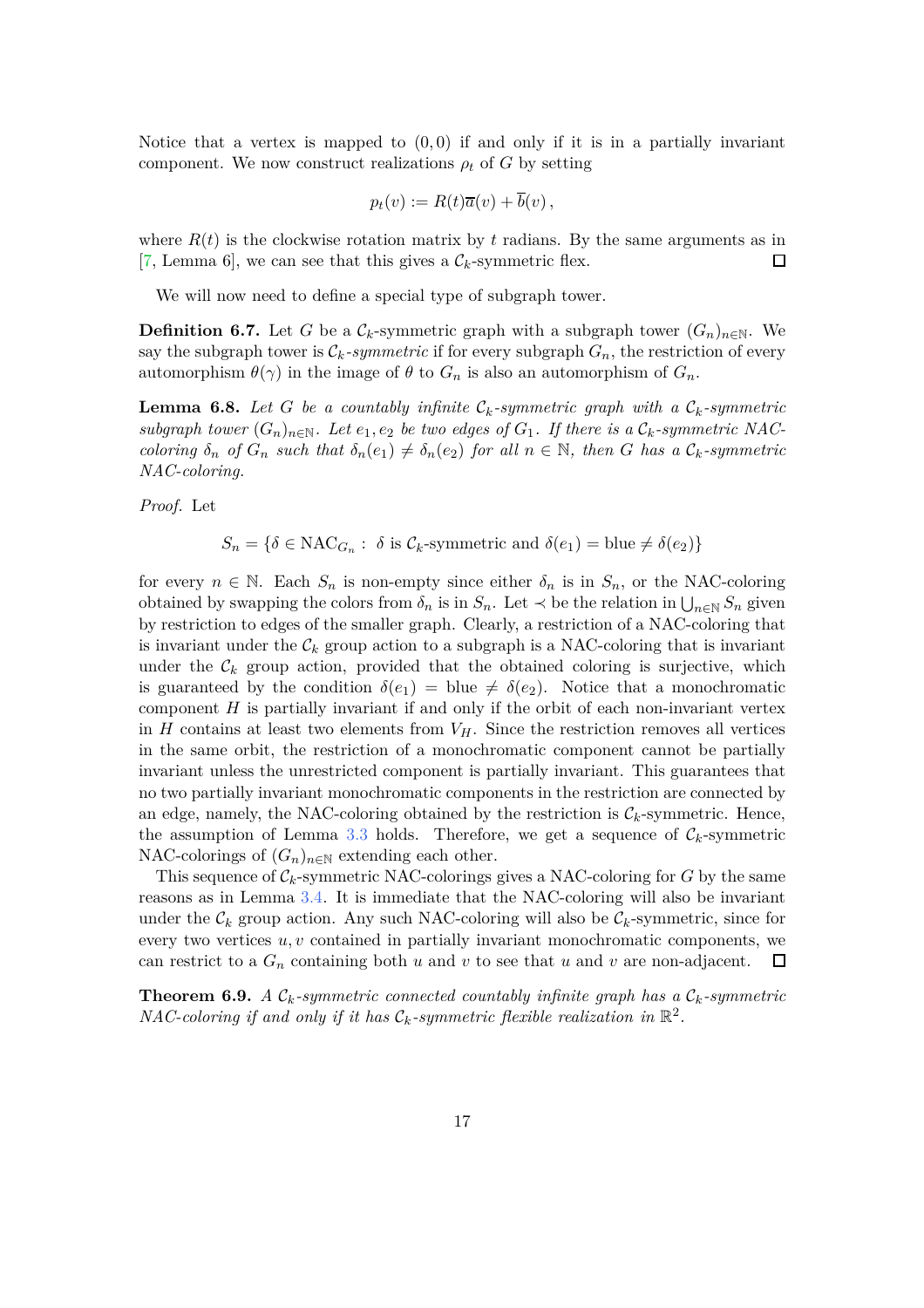Notice that a vertex is mapped to $(0, 0)$ if and only if it is in a partially invariant component. We now construct realizations $\rho_t$ of $G$ by setting

$$p_t(v) := R(t)\overline{a}(v) + \overline{b}(v)\,,$$

where $R(t)$ is the clockwise rotation matrix by $t$ radians. By the same arguments as in [7, Lemma 6], we can see that this gives a $\mathcal{C}_k$-symmetric flex. ◻

We will now need to define a special type of subgraph tower.

**Definition 6.7.** Let $G$ be a $\mathcal{C}_k$-symmetric graph with a subgraph tower $(G_n)_{n\in\mathbb{N}}$. We say the subgraph tower is *$\mathcal{C}_k$-symmetric* if for every subgraph $G_n$, the restriction of every automorphism $\theta(\gamma)$ in the image of $\theta$ to $G_n$ is also an automorphism of $G_n$.

**Lemma 6.8.** *Let $G$ be a countably infinite $\mathcal{C}_k$-symmetric graph with a $\mathcal{C}_k$-symmetric subgraph tower $(G_n)_{n\in\mathbb{N}}$. Let $e_1, e_2$ be two edges of $G_1$. If there is a $\mathcal{C}_k$-symmetric NAC-coloring $\delta_n$ of $G_n$ such that $\delta_n(e_1) \neq \delta_n(e_2)$ for all $n \in \mathbb{N}$, then $G$ has a $\mathcal{C}_k$-symmetric NAC-coloring.*

*Proof.* Let

$$S_n = \{\delta \in \mathrm{NAC}_{G_n} :\ \delta \text{ is } \mathcal{C}_k\text{-symmetric and } \delta(e_1) = \text{blue} \neq \delta(e_2)\}$$

for every $n \in \mathbb{N}$. Each $S_n$ is non-empty since either $\delta_n$ is in $S_n$, or the NAC-coloring obtained by swapping the colors from $\delta_n$ is in $S_n$. Let $\prec$ be the relation in $\bigcup_{n\in\mathbb{N}} S_n$ given by restriction to edges of the smaller graph. Clearly, a restriction of a NAC-coloring that is invariant under the $\mathcal{C}_k$ group action to a subgraph is a NAC-coloring that is invariant under the $\mathcal{C}_k$ group action, provided that the obtained coloring is surjective, which is guaranteed by the condition $\delta(e_1) = \text{blue} \neq \delta(e_2)$. Notice that a monochromatic component $H$ is partially invariant if and only if the orbit of each non-invariant vertex in $H$ contains at least two elements from $V_H$. Since the restriction removes all vertices in the same orbit, the restriction of a monochromatic component cannot be partially invariant unless the unrestricted component is partially invariant. This guarantees that no two partially invariant monochromatic components in the restriction are connected by an edge, namely, the NAC-coloring obtained by the restriction is $\mathcal{C}_k$-symmetric. Hence, the assumption of Lemma 3.3 holds. Therefore, we get a sequence of $\mathcal{C}_k$-symmetric NAC-colorings of $(G_n)_{n\in\mathbb{N}}$ extending each other.

This sequence of $\mathcal{C}_k$-symmetric NAC-colorings gives a NAC-coloring for $G$ by the same reasons as in Lemma 3.4. It is immediate that the NAC-coloring will also be invariant under the $\mathcal{C}_k$ group action. Any such NAC-coloring will also be $\mathcal{C}_k$-symmetric, since for every two vertices $u, v$ contained in partially invariant monochromatic components, we can restrict to a $G_n$ containing both $u$ and $v$ to see that $u$ and $v$ are non-adjacent. ◻

**Theorem 6.9.** *A $\mathcal{C}_k$-symmetric connected countably infinite graph has a $\mathcal{C}_k$-symmetric NAC-coloring if and only if it has $\mathcal{C}_k$-symmetric flexible realization in $\mathbb{R}^2$.*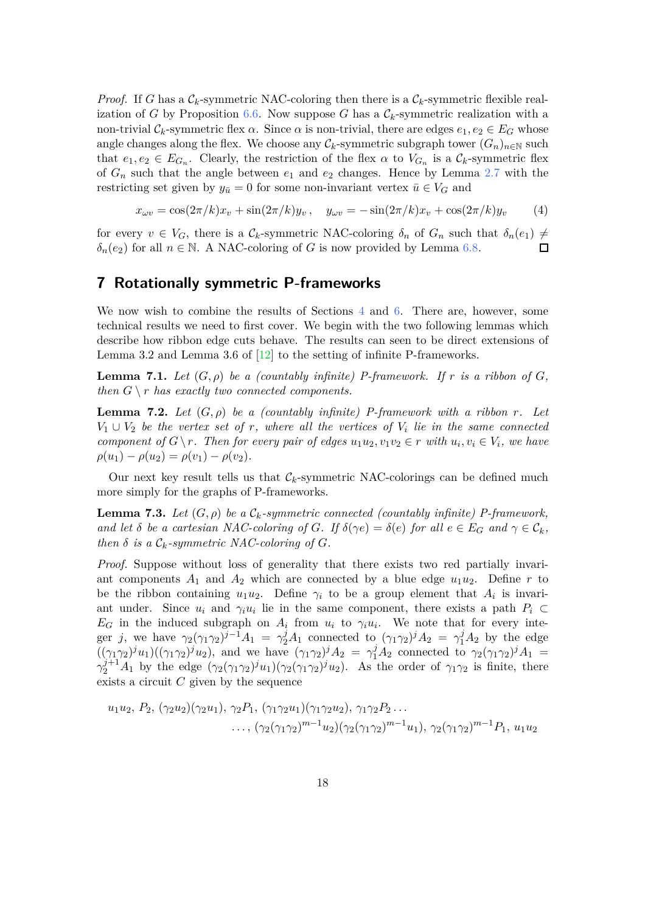*Proof.* If $G$ has a $\mathcal{C}_k$-symmetric NAC-coloring then there is a $\mathcal{C}_k$-symmetric flexible realization of $G$ by Proposition 6.6. Now suppose $G$ has a $\mathcal{C}_k$-symmetric realization with a non-trivial $\mathcal{C}_k$-symmetric flex $\alpha$. Since $\alpha$ is non-trivial, there are edges $e_1, e_2 \in E_G$ whose angle changes along the flex. We choose any $\mathcal{C}_k$-symmetric subgraph tower $(G_n)_{n\in\mathbb{N}}$ such that $e_1, e_2 \in E_{G_n}$. Clearly, the restriction of the flex $\alpha$ to $V_{G_n}$ is a $\mathcal{C}_k$-symmetric flex of $G_n$ such that the angle between $e_1$ and $e_2$ changes. Hence by Lemma 2.7 with the restricting set given by $y_{\bar{u}} = 0$ for some non-invariant vertex $\bar{u} \in V_G$ and

$$x_{\omega v} = \cos(2\pi/k)x_v + \sin(2\pi/k)y_v\,, \quad y_{\omega v} = -\sin(2\pi/k)x_v + \cos(2\pi/k)y_v \tag{4}$$

for every $v \in V_G$, there is a $\mathcal{C}_k$-symmetric NAC-coloring $\delta_n$ of $G_n$ such that $\delta_n(e_1) \neq \delta_n(e_2)$ for all $n \in \mathbb{N}$. A NAC-coloring of $G$ is now provided by Lemma 6.8. $\square$

## 7 Rotationally symmetric P-frameworks

We now wish to combine the results of Sections 4 and 6. There are, however, some technical results we need to first cover. We begin with the two following lemmas which describe how ribbon edge cuts behave. The results can seen to be direct extensions of Lemma 3.2 and Lemma 3.6 of [12] to the setting of infinite P-frameworks.

**Lemma 7.1.** *Let $(G, \rho)$ be a (countably infinite) P-framework. If $r$ is a ribbon of $G$, then $G \setminus r$ has exactly two connected components.*

**Lemma 7.2.** *Let $(G, \rho)$ be a (countably infinite) P-framework with a ribbon $r$. Let $V_1 \cup V_2$ be the vertex set of $r$, where all the vertices of $V_i$ lie in the same connected component of $G \setminus r$. Then for every pair of edges $u_1u_2, v_1v_2 \in r$ with $u_i, v_i \in V_i$, we have $\rho(u_1) - \rho(u_2) = \rho(v_1) - \rho(v_2)$.*

Our next key result tells us that $\mathcal{C}_k$-symmetric NAC-colorings can be defined much more simply for the graphs of P-frameworks.

**Lemma 7.3.** *Let $(G, \rho)$ be a $\mathcal{C}_k$-symmetric connected (countably infinite) P-framework, and let $\delta$ be a cartesian NAC-coloring of $G$. If $\delta(\gamma e) = \delta(e)$ for all $e \in E_G$ and $\gamma \in \mathcal{C}_k$, then $\delta$ is a $\mathcal{C}_k$-symmetric NAC-coloring of $G$.*

*Proof.* Suppose without loss of generality that there exists two red partially invariant components $A_1$ and $A_2$ which are connected by a blue edge $u_1u_2$. Define $r$ to be the ribbon containing $u_1u_2$. Define $\gamma_i$ to be a group element that $A_i$ is invariant under. Since $u_i$ and $\gamma_i u_i$ lie in the same component, there exists a path $P_i \subset E_G$ in the induced subgraph on $A_i$ from $u_i$ to $\gamma_i u_i$. We note that for every integer $j$, we have $\gamma_2(\gamma_1\gamma_2)^{j-1}A_1 = \gamma_2^j A_1$ connected to $(\gamma_1\gamma_2)^j A_2 = \gamma_1^j A_2$ by the edge $((\gamma_1\gamma_2)^j u_1)((\gamma_1\gamma_2)^j u_2)$, and we have $(\gamma_1\gamma_2)^j A_2 = \gamma_1^j A_2$ connected to $\gamma_2(\gamma_1\gamma_2)^j A_1 = \gamma_2^{j+1} A_1$ by the edge $(\gamma_2(\gamma_1\gamma_2)^j u_1)(\gamma_2(\gamma_1\gamma_2)^j u_2)$. As the order of $\gamma_1\gamma_2$ is finite, there exists a circuit $C$ given by the sequence

$$u_1u_2,\, P_2,\, (\gamma_2u_2)(\gamma_2u_1),\, \gamma_2P_1,\, (\gamma_1\gamma_2u_1)(\gamma_1\gamma_2u_2),\, \gamma_1\gamma_2P_2 \ldots$$
$$\ldots,\, (\gamma_2(\gamma_1\gamma_2)^{m-1}u_2)(\gamma_2(\gamma_1\gamma_2)^{m-1}u_1),\, \gamma_2(\gamma_1\gamma_2)^{m-1}P_1,\, u_1u_2$$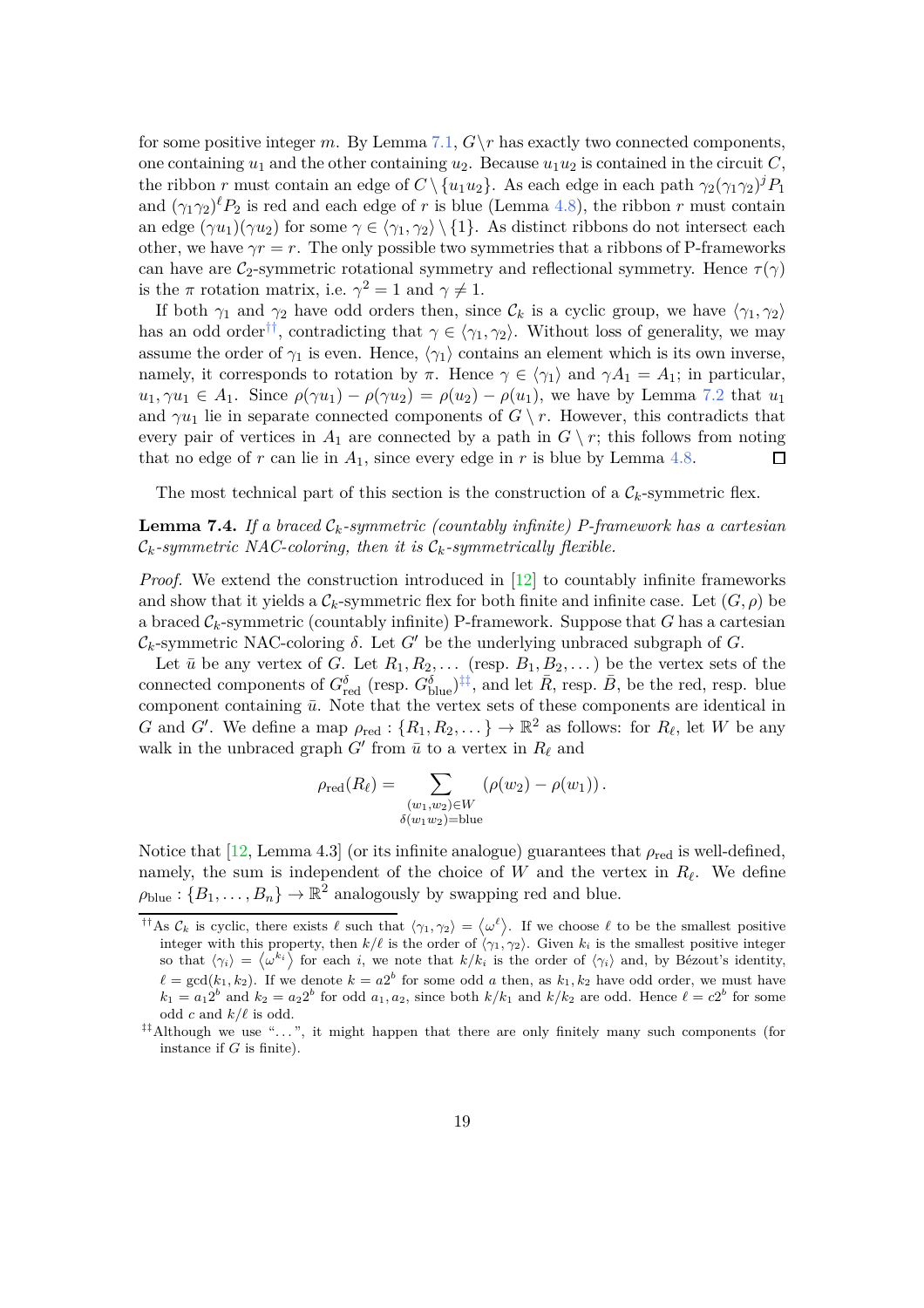for some positive integer $m$. By Lemma 7.1, $G \setminus r$ has exactly two connected components, one containing $u_1$ and the other containing $u_2$. Because $u_1u_2$ is contained in the circuit $C$, the ribbon $r$ must contain an edge of $C \setminus \{u_1u_2\}$. As each edge in each path $\gamma_2(\gamma_1\gamma_2)^j P_1$ and $(\gamma_1\gamma_2)^\ell P_2$ is red and each edge of $r$ is blue (Lemma 4.8), the ribbon $r$ must contain an edge $(\gamma u_1)(\gamma u_2)$ for some $\gamma \in \langle \gamma_1, \gamma_2 \rangle \setminus \{1\}$. As distinct ribbons do not intersect each other, we have $\gamma r = r$. The only possible two symmetries that a ribbons of P-frameworks can have are $\mathcal{C}_2$-symmetric rotational symmetry and reflectional symmetry. Hence $\tau(\gamma)$ is the $\pi$ rotation matrix, i.e. $\gamma^2 = 1$ and $\gamma \neq 1$.

If both $\gamma_1$ and $\gamma_2$ have odd orders then, since $\mathcal{C}_k$ is a cyclic group, we have $\langle \gamma_1, \gamma_2 \rangle$ has an odd order[††], contradicting that $\gamma \in \langle \gamma_1, \gamma_2 \rangle$. Without loss of generality, we may assume the order of $\gamma_1$ is even. Hence, $\langle \gamma_1 \rangle$ contains an element which is its own inverse, namely, it corresponds to rotation by $\pi$. Hence $\gamma \in \langle \gamma_1 \rangle$ and $\gamma A_1 = A_1$; in particular, $u_1, \gamma u_1 \in A_1$. Since $\rho(\gamma u_1) - \rho(\gamma u_2) = \rho(u_2) - \rho(u_1)$, we have by Lemma 7.2 that $u_1$ and $\gamma u_1$ lie in separate connected components of $G \setminus r$. However, this contradicts that every pair of vertices in $A_1$ are connected by a path in $G \setminus r$; this follows from noting that no edge of $r$ can lie in $A_1$, since every edge in $r$ is blue by Lemma 4.8. $\square$

The most technical part of this section is the construction of a $\mathcal{C}_k$-symmetric flex.

**Lemma 7.4.** *If a braced $\mathcal{C}_k$-symmetric (countably infinite) P-framework has a cartesian $\mathcal{C}_k$-symmetric NAC-coloring, then it is $\mathcal{C}_k$-symmetrically flexible.*

*Proof.* We extend the construction introduced in [12] to countably infinite frameworks and show that it yields a $\mathcal{C}_k$-symmetric flex for both finite and infinite case. Let $(G, \rho)$ be a braced $\mathcal{C}_k$-symmetric (countably infinite) P-framework. Suppose that $G$ has a cartesian $\mathcal{C}_k$-symmetric NAC-coloring $\delta$. Let $G'$ be the underlying unbraced subgraph of $G$.

Let $\bar{u}$ be any vertex of $G$. Let $R_1, R_2, \dots$ (resp. $B_1, B_2, \dots$) be the vertex sets of the connected components of $G^\delta_{\text{red}}$ (resp. $G^\delta_{\text{blue}}$)[‡‡], and let $\bar{R}$, resp. $\bar{B}$, be the red, resp. blue component containing $\bar{u}$. Note that the vertex sets of these components are identical in $G$ and $G'$. We define a map $\rho_{\text{red}} : \{R_1, R_2, \dots\} \to \mathbb{R}^2$ as follows: for $R_\ell$, let $W$ be any walk in the unbraced graph $G'$ from $\bar{u}$ to a vertex in $R_\ell$ and

$$\rho_{\text{red}}(R_\ell) = \sum_{\substack{(w_1,w_2) \in W \\ \delta(w_1w_2) = \text{blue}}} (\rho(w_2) - \rho(w_1)) \,.$$

Notice that [12, Lemma 4.3] (or its infinite analogue) guarantees that $\rho_{\text{red}}$ is well-defined, namely, the sum is independent of the choice of $W$ and the vertex in $R_\ell$. We define $\rho_{\text{blue}} : \{B_1, \dots, B_n\} \to \mathbb{R}^2$ analogously by swapping red and blue.

[††] As $\mathcal{C}_k$ is cyclic, there exists $\ell$ such that $\langle \gamma_1, \gamma_2 \rangle = \langle \omega^\ell \rangle$. If we choose $\ell$ to be the smallest positive integer with this property, then $k/\ell$ is the order of $\langle \gamma_1, \gamma_2 \rangle$. Given $k_i$ is the smallest positive integer so that $\langle \gamma_i \rangle = \langle \omega^{k_i} \rangle$ for each $i$, we note that $k/k_i$ is the order of $\langle \gamma_i \rangle$ and, by Bézout's identity, $\ell = \gcd(k_1, k_2)$. If we denote $k = a2^b$ for some odd $a$ then, as $k_1, k_2$ have odd order, we must have $k_1 = a_1 2^b$ and $k_2 = a_2 2^b$ for odd $a_1, a_2$, since both $k/k_1$ and $k/k_2$ are odd. Hence $\ell = c2^b$ for some odd $c$ and $k/\ell$ is odd.

[‡‡] Although we use "...", it might happen that there are only finitely many such components (for instance if $G$ is finite).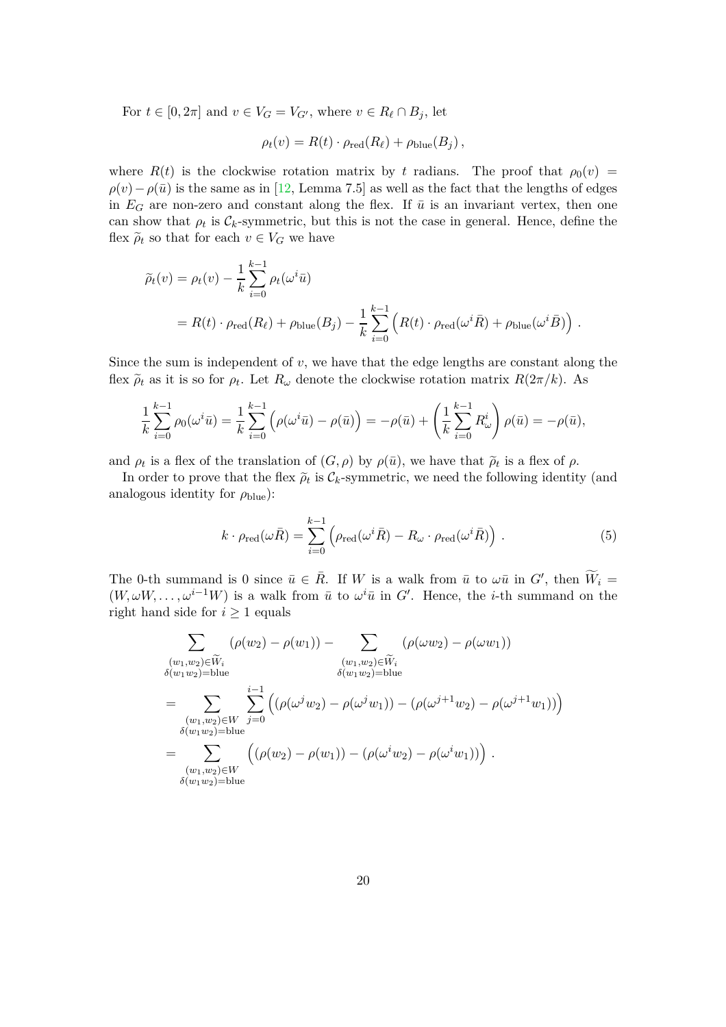For $t \in [0, 2\pi]$ and $v \in V_G = V_{G'}$, where $v \in R_\ell \cap B_j$, let

$$\rho_t(v) = R(t) \cdot \rho_{\text{red}}(R_\ell) + \rho_{\text{blue}}(B_j)\,,$$

where $R(t)$ is the clockwise rotation matrix by $t$ radians. The proof that $\rho_0(v) = \rho(v) - \rho(\bar{u})$ is the same as in [12, Lemma 7.5] as well as the fact that the lengths of edges in $E_G$ are non-zero and constant along the flex. If $\bar{u}$ is an invariant vertex, then one can show that $\rho_t$ is $\mathcal{C}_k$-symmetric, but this is not the case in general. Hence, define the flex $\widetilde{\rho}_t$ so that for each $v \in V_G$ we have

$$\begin{aligned}
\widetilde{\rho}_t(v) &= \rho_t(v) - \frac{1}{k}\sum_{i=0}^{k-1} \rho_t(\omega^i \bar{u}) \\
&= R(t) \cdot \rho_{\text{red}}(R_\ell) + \rho_{\text{blue}}(B_j) - \frac{1}{k}\sum_{i=0}^{k-1} \Big( R(t) \cdot \rho_{\text{red}}(\omega^i \bar{R}) + \rho_{\text{blue}}(\omega^i \bar{B}) \Big)\,.
\end{aligned}$$

Since the sum is independent of $v$, we have that the edge lengths are constant along the flex $\widetilde{\rho}_t$ as it is so for $\rho_t$. Let $R_\omega$ denote the clockwise rotation matrix $R(2\pi/k)$. As

$$\frac{1}{k}\sum_{i=0}^{k-1} \rho_0(\omega^i \bar{u}) = \frac{1}{k}\sum_{i=0}^{k-1} \Big( \rho(\omega^i \bar{u}) - \rho(\bar{u}) \Big) = -\rho(\bar{u}) + \left( \frac{1}{k}\sum_{i=0}^{k-1} R_\omega^i \right) \rho(\bar{u}) = -\rho(\bar{u}),$$

and $\rho_t$ is a flex of the translation of $(G, \rho)$ by $\rho(\bar{u})$, we have that $\widetilde{\rho}_t$ is a flex of $\rho$.

In order to prove that the flex $\widetilde{\rho}_t$ is $\mathcal{C}_k$-symmetric, we need the following identity (and analogous identity for $\rho_{\text{blue}}$):

$$k \cdot \rho_{\text{red}}(\omega \bar{R}) = \sum_{i=0}^{k-1} \Big( \rho_{\text{red}}(\omega^i \bar{R}) - R_\omega \cdot \rho_{\text{red}}(\omega^i \bar{R}) \Big)\,. \tag{5}$$

The 0-th summand is 0 since $\bar{u} \in \bar{R}$. If $W$ is a walk from $\bar{u}$ to $\omega \bar{u}$ in $G'$, then $\widetilde{W}_i = (W, \omega W, \dots, \omega^{i-1} W)$ is a walk from $\bar{u}$ to $\omega^i \bar{u}$ in $G'$. Hence, the $i$-th summand on the right hand side for $i \geq 1$ equals

$$\begin{aligned}
&\sum_{\substack{(w_1,w_2) \in \widetilde{W}_i \\ \delta(w_1 w_2) = \text{blue}}} (\rho(w_2) - \rho(w_1)) - \sum_{\substack{(w_1,w_2) \in \widetilde{W}_i \\ \delta(w_1 w_2) = \text{blue}}} (\rho(\omega w_2) - \rho(\omega w_1)) \\
&= \sum_{\substack{(w_1,w_2) \in W \\ \delta(w_1 w_2) = \text{blue}}} \sum_{j=0}^{i-1} \Big( (\rho(\omega^j w_2) - \rho(\omega^j w_1)) - (\rho(\omega^{j+1} w_2) - \rho(\omega^{j+1} w_1)) \Big) \\
&= \sum_{\substack{(w_1,w_2) \in W \\ \delta(w_1 w_2) = \text{blue}}} \Big( (\rho(w_2) - \rho(w_1)) - (\rho(\omega^i w_2) - \rho(\omega^i w_1)) \Big)\,.
\end{aligned}$$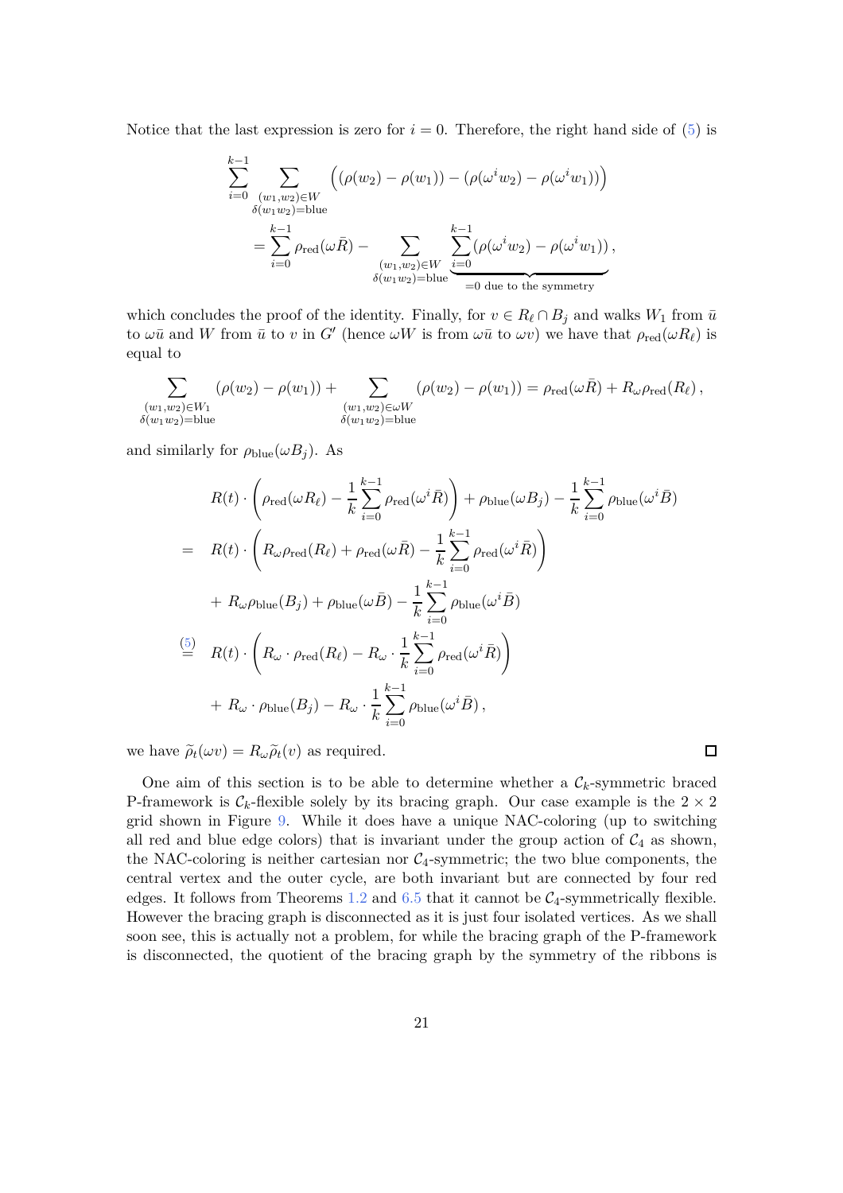Notice that the last expression is zero for $i = 0$. Therefore, the right hand side of (5) is

$$\sum_{i=0}^{k-1} \sum_{\substack{(w_1,w_2)\in W \\ \delta(w_1w_2)=\text{blue}}} \Big( (\rho(w_2) - \rho(w_1)) - (\rho(\omega^i w_2) - \rho(\omega^i w_1)) \Big)$$

$$= \sum_{i=0}^{k-1} \rho_{\text{red}}(\omega \bar{R}) - \sum_{\substack{(w_1,w_2)\in W \\ \delta(w_1w_2)=\text{blue}}} \underbrace{\sum_{i=0}^{k-1} (\rho(\omega^i w_2) - \rho(\omega^i w_1))}_{=0 \text{ due to the symmetry}},$$

which concludes the proof of the identity. Finally, for $v \in R_\ell \cap B_j$ and walks $W_1$ from $\bar{u}$ to $\omega\bar{u}$ and $W$ from $\bar{u}$ to $v$ in $G'$ (hence $\omega W$ is from $\omega\bar{u}$ to $\omega v$) we have that $\rho_{\text{red}}(\omega R_\ell)$ is equal to

$$\sum_{\substack{(w_1,w_2)\in W_1 \\ \delta(w_1w_2)=\text{blue}}} (\rho(w_2) - \rho(w_1)) + \sum_{\substack{(w_1,w_2)\in \omega W \\ \delta(w_1w_2)=\text{blue}}} (\rho(w_2) - \rho(w_1)) = \rho_{\text{red}}(\omega \bar{R}) + R_\omega \rho_{\text{red}}(R_\ell)\,,$$

and similarly for $\rho_{\text{blue}}(\omega B_j)$. As

$$\begin{aligned}
& R(t) \cdot \left( \rho_{\text{red}}(\omega R_\ell) - \frac{1}{k} \sum_{i=0}^{k-1} \rho_{\text{red}}(\omega^i \bar{R}) \right) + \rho_{\text{blue}}(\omega B_j) - \frac{1}{k} \sum_{i=0}^{k-1} \rho_{\text{blue}}(\omega^i \bar{B}) \\
= \;& R(t) \cdot \left( R_\omega \rho_{\text{red}}(R_\ell) + \rho_{\text{red}}(\omega \bar{R}) - \frac{1}{k} \sum_{i=0}^{k-1} \rho_{\text{red}}(\omega^i \bar{R}) \right) \\
& + R_\omega \rho_{\text{blue}}(B_j) + \rho_{\text{blue}}(\omega \bar{B}) - \frac{1}{k} \sum_{i=0}^{k-1} \rho_{\text{blue}}(\omega^i \bar{B}) \\
\overset{(5)}{=} \;& R(t) \cdot \left( R_\omega \cdot \rho_{\text{red}}(R_\ell) - R_\omega \cdot \frac{1}{k} \sum_{i=0}^{k-1} \rho_{\text{red}}(\omega^i \bar{R}) \right) \\
& + R_\omega \cdot \rho_{\text{blue}}(B_j) - R_\omega \cdot \frac{1}{k} \sum_{i=0}^{k-1} \rho_{\text{blue}}(\omega^i \bar{B})\,,
\end{aligned}$$

we have $\widetilde{\rho}_t(\omega v) = R_\omega \widetilde{\rho}_t(v)$ as required. □

One aim of this section is to be able to determine whether a $\mathcal{C}_k$-symmetric braced P-framework is $\mathcal{C}_k$-flexible solely by its bracing graph. Our case example is the $2 \times 2$ grid shown in Figure 9. While it does have a unique NAC-coloring (up to switching all red and blue edge colors) that is invariant under the group action of $\mathcal{C}_4$ as shown, the NAC-coloring is neither cartesian nor $\mathcal{C}_4$-symmetric; the two blue components, the central vertex and the outer cycle, are both invariant but are connected by four red edges. It follows from Theorems 1.2 and 6.5 that it cannot be $\mathcal{C}_4$-symmetrically flexible. However the bracing graph is disconnected as it is just four isolated vertices. As we shall soon see, this is actually not a problem, for while the bracing graph of the P-framework is disconnected, the quotient of the bracing graph by the symmetry of the ribbons is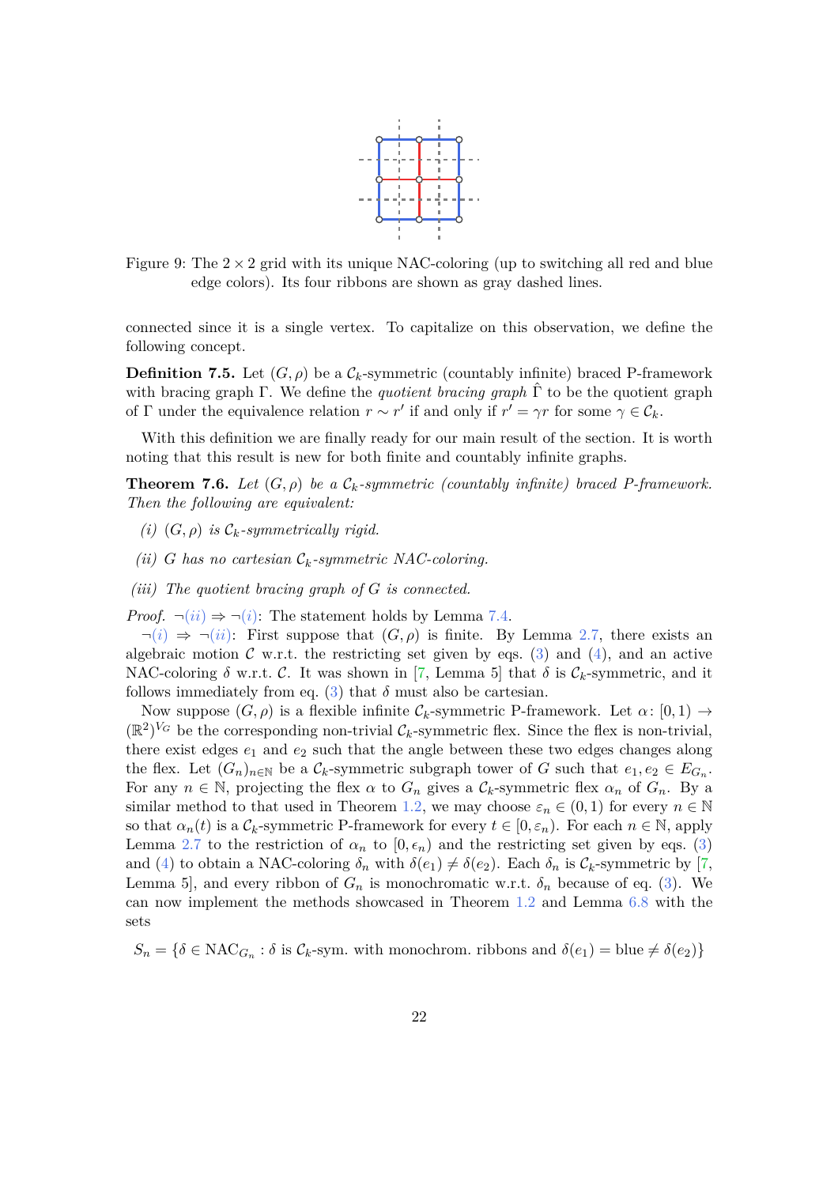Figure 9: The $2 \times 2$ grid with its unique NAC-coloring (up to switching all red and blue edge colors). Its four ribbons are shown as gray dashed lines.

connected since it is a single vertex. To capitalize on this observation, we define the following concept.

**Definition 7.5.** Let $(G, \rho)$ be a $\mathcal{C}_k$-symmetric (countably infinite) braced P-framework with bracing graph $\Gamma$. We define the *quotient bracing graph* $\hat{\Gamma}$ to be the quotient graph of $\Gamma$ under the equivalence relation $r \sim r'$ if and only if $r' = \gamma r$ for some $\gamma \in \mathcal{C}_k$.

With this definition we are finally ready for our main result of the section. It is worth noting that this result is new for both finite and countably infinite graphs.

**Theorem 7.6.** *Let $(G, \rho)$ be a $\mathcal{C}_k$-symmetric (countably infinite) braced P-framework. Then the following are equivalent:*

*(i) $(G, \rho)$ is $\mathcal{C}_k$-symmetrically rigid.*

*(ii) $G$ has no cartesian $\mathcal{C}_k$-symmetric NAC-coloring.*

*(iii) The quotient bracing graph of $G$ is connected.*

*Proof.* $\neg(ii) \Rightarrow \neg(i)$: The statement holds by Lemma 7.4.

$\neg(i) \Rightarrow \neg(ii)$: First suppose that $(G, \rho)$ is finite. By Lemma 2.7, there exists an algebraic motion $\mathcal{C}$ w.r.t. the restricting set given by eqs. (3) and (4), and an active NAC-coloring $\delta$ w.r.t. $\mathcal{C}$. It was shown in [7, Lemma 5] that $\delta$ is $\mathcal{C}_k$-symmetric, and it follows immediately from eq. (3) that $\delta$ must also be cartesian.

Now suppose $(G, \rho)$ is a flexible infinite $\mathcal{C}_k$-symmetric P-framework. Let $\alpha \colon [0, 1) \to (\mathbb{R}^2)^{V_G}$ be the corresponding non-trivial $\mathcal{C}_k$-symmetric flex. Since the flex is non-trivial, there exist edges $e_1$ and $e_2$ such that the angle between these two edges changes along the flex. Let $(G_n)_{n \in \mathbb{N}}$ be a $\mathcal{C}_k$-symmetric subgraph tower of $G$ such that $e_1, e_2 \in E_{G_n}$. For any $n \in \mathbb{N}$, projecting the flex $\alpha$ to $G_n$ gives a $\mathcal{C}_k$-symmetric flex $\alpha_n$ of $G_n$. By a similar method to that used in Theorem 1.2, we may choose $\varepsilon_n \in (0, 1)$ for every $n \in \mathbb{N}$ so that $\alpha_n(t)$ is a $\mathcal{C}_k$-symmetric P-framework for every $t \in [0, \varepsilon_n)$. For each $n \in \mathbb{N}$, apply Lemma 2.7 to the restriction of $\alpha_n$ to $[0, \epsilon_n)$ and the restricting set given by eqs. (3) and (4) to obtain a NAC-coloring $\delta_n$ with $\delta(e_1) \neq \delta(e_2)$. Each $\delta_n$ is $\mathcal{C}_k$-symmetric by [7, Lemma 5], and every ribbon of $G_n$ is monochromatic w.r.t. $\delta_n$ because of eq. (3). We can now implement the methods showcased in Theorem 1.2 and Lemma 6.8 with the sets

$$S_n = \{\delta \in \mathrm{NAC}_{G_n} : \delta \text{ is } \mathcal{C}_k\text{-sym. with monochrom. ribbons and } \delta(e_1) = \text{blue} \neq \delta(e_2)\}$$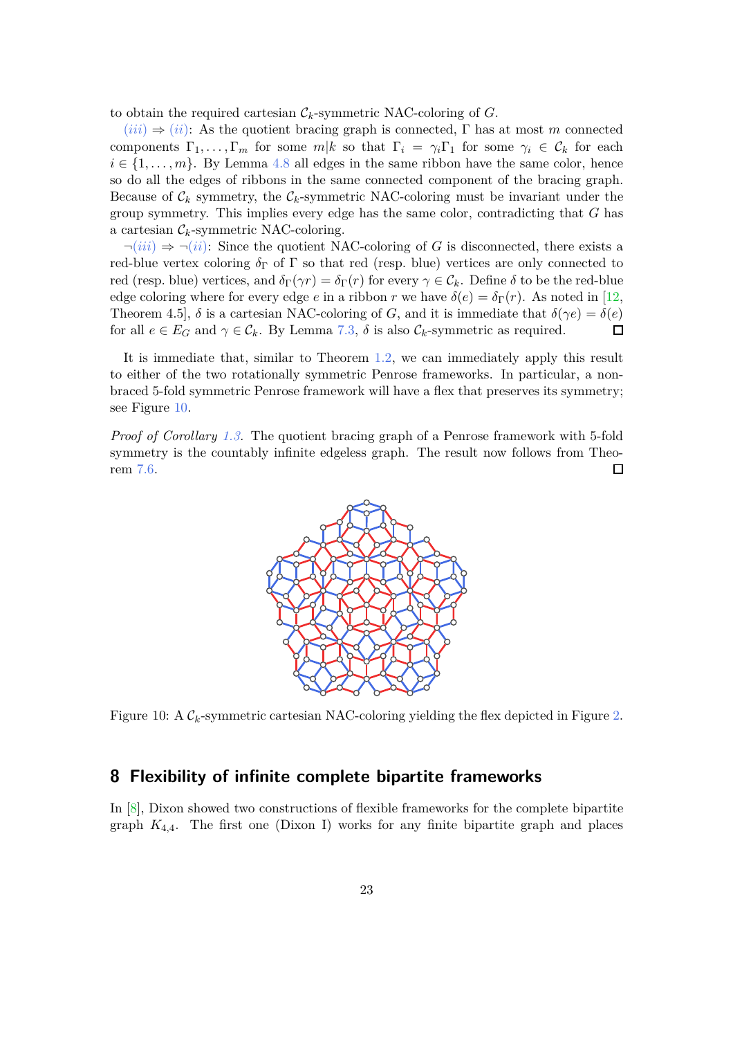to obtain the required cartesian $\mathcal{C}_k$-symmetric NAC-coloring of $G$.

(iii) $\Rightarrow$ (ii): As the quotient bracing graph is connected, $\Gamma$ has at most $m$ connected components $\Gamma_1, \dots, \Gamma_m$ for some $m|k$ so that $\Gamma_i = \gamma_i \Gamma_1$ for some $\gamma_i \in \mathcal{C}_k$ for each $i \in \{1, \dots, m\}$. By Lemma 4.8 all edges in the same ribbon have the same color, hence so do all the edges of ribbons in the same connected component of the bracing graph. Because of $\mathcal{C}_k$ symmetry, the $\mathcal{C}_k$-symmetric NAC-coloring must be invariant under the group symmetry. This implies every edge has the same color, contradicting that $G$ has a cartesian $\mathcal{C}_k$-symmetric NAC-coloring.

$\neg$(iii) $\Rightarrow$ $\neg$(ii): Since the quotient NAC-coloring of $G$ is disconnected, there exists a red-blue vertex coloring $\delta_\Gamma$ of $\Gamma$ so that red (resp. blue) vertices are only connected to red (resp. blue) vertices, and $\delta_\Gamma(\gamma r) = \delta_\Gamma(r)$ for every $\gamma \in \mathcal{C}_k$. Define $\delta$ to be the red-blue edge coloring where for every edge $e$ in a ribbon $r$ we have $\delta(e) = \delta_\Gamma(r)$. As noted in [12, Theorem 4.5], $\delta$ is a cartesian NAC-coloring of $G$, and it is immediate that $\delta(\gamma e) = \delta(e)$ for all $e \in E_G$ and $\gamma \in \mathcal{C}_k$. By Lemma 7.3, $\delta$ is also $\mathcal{C}_k$-symmetric as required. □

It is immediate that, similar to Theorem 1.2, we can immediately apply this result to either of the two rotationally symmetric Penrose frameworks. In particular, a non-braced 5-fold symmetric Penrose framework will have a flex that preserves its symmetry; see Figure 10.

*Proof of Corollary 1.3.* The quotient bracing graph of a Penrose framework with 5-fold symmetry is the countably infinite edgeless graph. The result now follows from Theorem 7.6. □

Figure 10: A $\mathcal{C}_k$-symmetric cartesian NAC-coloring yielding the flex depicted in Figure 2.

## 8 Flexibility of infinite complete bipartite frameworks

In [8], Dixon showed two constructions of flexible frameworks for the complete bipartite graph $K_{4,4}$. The first one (Dixon I) works for any finite bipartite graph and places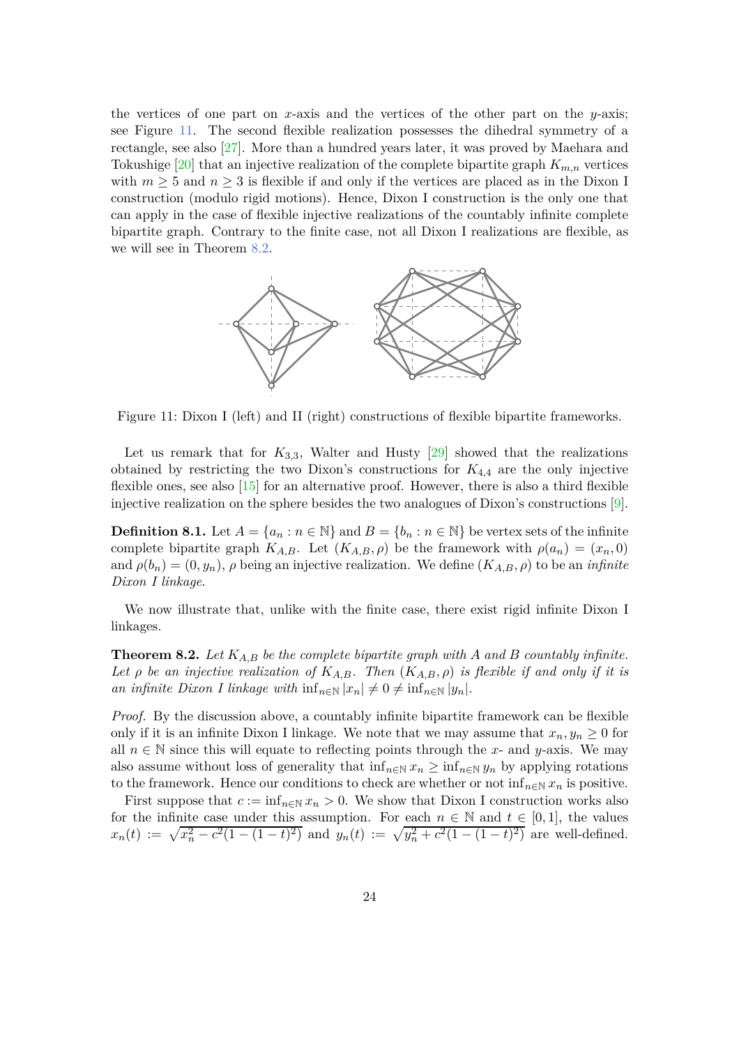the vertices of one part on $x$-axis and the vertices of the other part on the $y$-axis; see Figure 11. The second flexible realization possesses the dihedral symmetry of a rectangle, see also [27]. More than a hundred years later, it was proved by Maehara and Tokushige [20] that an injective realization of the complete bipartite graph $K_{m,n}$ vertices with $m \geq 5$ and $n \geq 3$ is flexible if and only if the vertices are placed as in the Dixon I construction (modulo rigid motions). Hence, Dixon I construction is the only one that can apply in the case of flexible injective realizations of the countably infinite complete bipartite graph. Contrary to the finite case, not all Dixon I realizations are flexible, as we will see in Theorem 8.2.

Figure 11: Dixon I (left) and II (right) constructions of flexible bipartite frameworks.

Let us remark that for $K_{3,3}$, Walter and Husty [29] showed that the realizations obtained by restricting the two Dixon's constructions for $K_{4,4}$ are the only injective flexible ones, see also [15] for an alternative proof. However, there is also a third flexible injective realization on the sphere besides the two analogues of Dixon's constructions [9].

**Definition 8.1.** Let $A = \{a_n : n \in \mathbb{N}\}$ and $B = \{b_n : n \in \mathbb{N}\}$ be vertex sets of the infinite complete bipartite graph $K_{A,B}$. Let $(K_{A,B}, \rho)$ be the framework with $\rho(a_n) = (x_n, 0)$ and $\rho(b_n) = (0, y_n)$, $\rho$ being an injective realization. We define $(K_{A,B}, \rho)$ to be an *infinite Dixon I linkage*.

We now illustrate that, unlike with the finite case, there exist rigid infinite Dixon I linkages.

**Theorem 8.2.** *Let $K_{A,B}$ be the complete bipartite graph with $A$ and $B$ countably infinite. Let $\rho$ be an injective realization of $K_{A,B}$. Then $(K_{A,B}, \rho)$ is flexible if and only if it is an infinite Dixon I linkage with $\inf_{n\in\mathbb{N}} |x_n| \neq 0 \neq \inf_{n\in\mathbb{N}} |y_n|$.*

*Proof.* By the discussion above, a countably infinite bipartite framework can be flexible only if it is an infinite Dixon I linkage. We note that we may assume that $x_n, y_n \geq 0$ for all $n \in \mathbb{N}$ since this will equate to reflecting points through the $x$- and $y$-axis. We may also assume without loss of generality that $\inf_{n\in\mathbb{N}} x_n \geq \inf_{n\in\mathbb{N}} y_n$ by applying rotations to the framework. Hence our conditions to check are whether or not $\inf_{n\in\mathbb{N}} x_n$ is positive.

First suppose that $c := \inf_{n\in\mathbb{N}} x_n > 0$. We show that Dixon I construction works also for the infinite case under this assumption. For each $n \in \mathbb{N}$ and $t \in [0, 1]$, the values $x_n(t) := \sqrt{x_n^2 - c^2(1 - (1 - t)^2)}$ and $y_n(t) := \sqrt{y_n^2 + c^2(1 - (1 - t)^2)}$ are well-defined.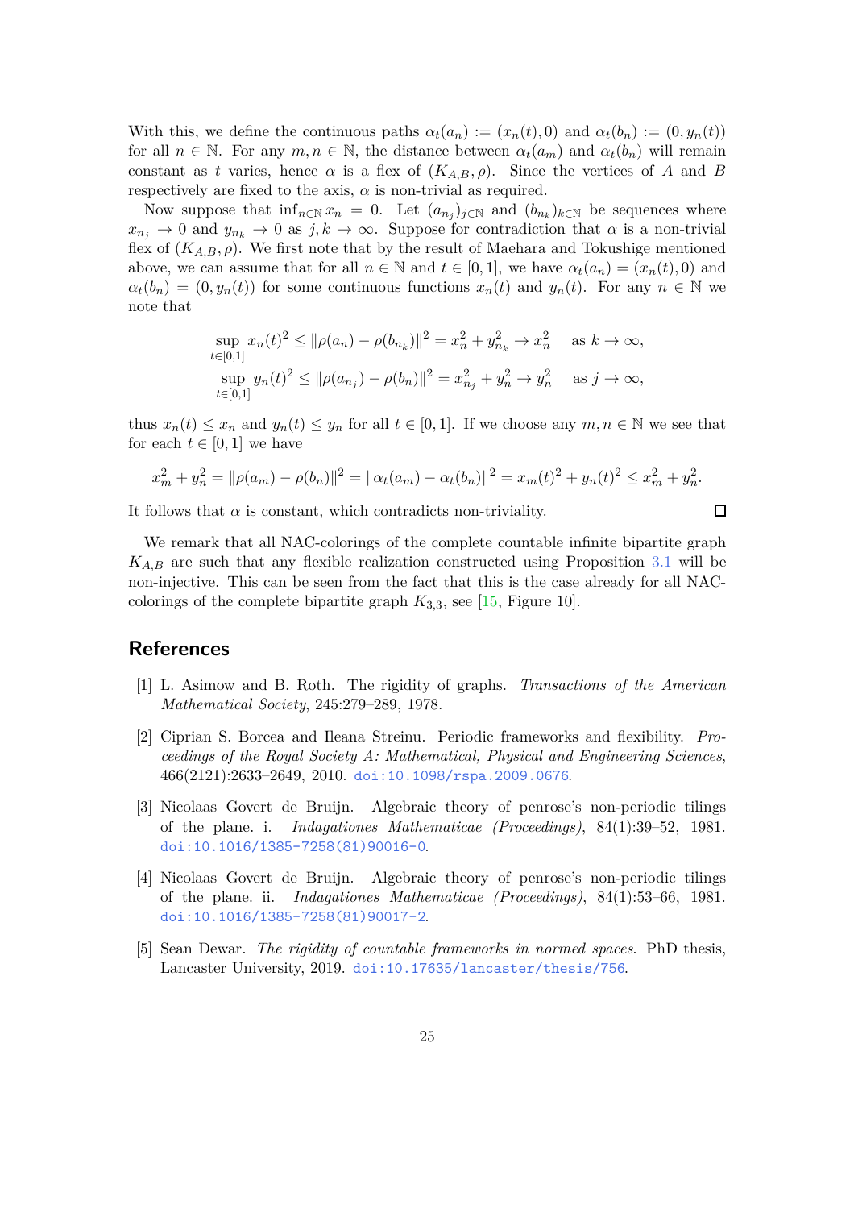With this, we define the continuous paths $\alpha_t(a_n) := (x_n(t), 0)$ and $\alpha_t(b_n) := (0, y_n(t))$ for all $n \in \mathbb{N}$. For any $m, n \in \mathbb{N}$, the distance between $\alpha_t(a_m)$ and $\alpha_t(b_n)$ will remain constant as $t$ varies, hence $\alpha$ is a flex of $(K_{A,B}, \rho)$. Since the vertices of $A$ and $B$ respectively are fixed to the axis, $\alpha$ is non-trivial as required.

Now suppose that $\inf_{n \in \mathbb{N}} x_n = 0$. Let $(a_{n_j})_{j \in \mathbb{N}}$ and $(b_{n_k})_{k \in \mathbb{N}}$ be sequences where $x_{n_j} \to 0$ and $y_{n_k} \to 0$ as $j, k \to \infty$. Suppose for contradiction that $\alpha$ is a non-trivial flex of $(K_{A,B}, \rho)$. We first note that by the result of Maehara and Tokushige mentioned above, we can assume that for all $n \in \mathbb{N}$ and $t \in [0,1]$, we have $\alpha_t(a_n) = (x_n(t), 0)$ and $\alpha_t(b_n) = (0, y_n(t))$ for some continuous functions $x_n(t)$ and $y_n(t)$. For any $n \in \mathbb{N}$ we note that

$$
\sup_{t \in [0,1]} x_n(t)^2 \leq \|\rho(a_n) - \rho(b_{n_k})\|^2 = x_n^2 + y_{n_k}^2 \to x_n^2 \quad \text{as } k \to \infty,
$$

$$
\sup_{t \in [0,1]} y_n(t)^2 \leq \|\rho(a_{n_j}) - \rho(b_n)\|^2 = x_{n_j}^2 + y_n^2 \to y_n^2 \quad \text{as } j \to \infty,
$$

thus $x_n(t) \leq x_n$ and $y_n(t) \leq y_n$ for all $t \in [0,1]$. If we choose any $m, n \in \mathbb{N}$ we see that for each $t \in [0,1]$ we have

$$
x_m^2 + y_n^2 = \|\rho(a_m) - \rho(b_n)\|^2 = \|\alpha_t(a_m) - \alpha_t(b_n)\|^2 = x_m(t)^2 + y_n(t)^2 \leq x_m^2 + y_n^2.
$$

It follows that $\alpha$ is constant, which contradicts non-triviality. □

We remark that all NAC-colorings of the complete countable infinite bipartite graph $K_{A,B}$ are such that any flexible realization constructed using Proposition 3.1 will be non-injective. This can be seen from the fact that this is the case already for all NAC-colorings of the complete bipartite graph $K_{3,3}$, see [15, Figure 10].

## References

[1] L. Asimow and B. Roth. The rigidity of graphs. *Transactions of the American Mathematical Society*, 245:279–289, 1978.

[2] Ciprian S. Borcea and Ileana Streinu. Periodic frameworks and flexibility. *Proceedings of the Royal Society A: Mathematical, Physical and Engineering Sciences*, 466(2121):2633–2649, 2010. doi:10.1098/rspa.2009.0676.

[3] Nicolaas Govert de Bruijn. Algebraic theory of penrose's non-periodic tilings of the plane. i. *Indagationes Mathematicae (Proceedings)*, 84(1):39–52, 1981. doi:10.1016/1385-7258(81)90016-0.

[4] Nicolaas Govert de Bruijn. Algebraic theory of penrose's non-periodic tilings of the plane. ii. *Indagationes Mathematicae (Proceedings)*, 84(1):53–66, 1981. doi:10.1016/1385-7258(81)90017-2.

[5] Sean Dewar. *The rigidity of countable frameworks in normed spaces*. PhD thesis, Lancaster University, 2019. doi:10.17635/lancaster/thesis/756.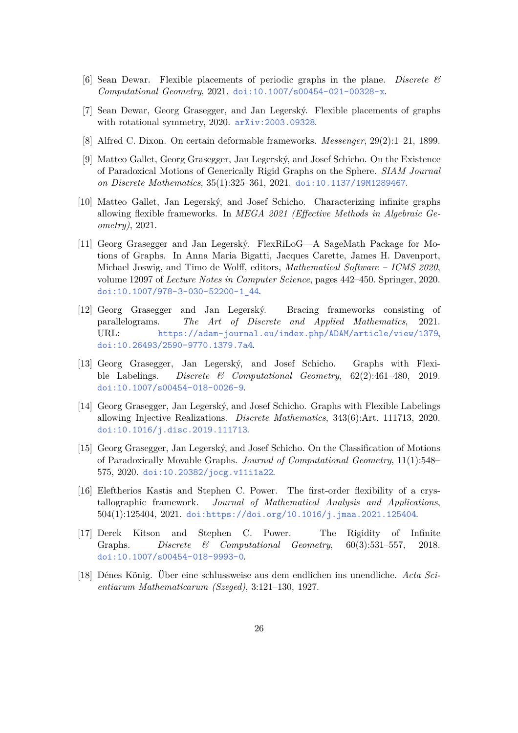[6] Sean Dewar. Flexible placements of periodic graphs in the plane. *Discrete & Computational Geometry*, 2021. doi:10.1007/s00454-021-00328-x.

[7] Sean Dewar, Georg Grasegger, and Jan Legerský. Flexible placements of graphs with rotational symmetry, 2020. arXiv:2003.09328.

[8] Alfred C. Dixon. On certain deformable frameworks. *Messenger*, 29(2):1–21, 1899.

[9] Matteo Gallet, Georg Grasegger, Jan Legerský, and Josef Schicho. On the Existence of Paradoxical Motions of Generically Rigid Graphs on the Sphere. *SIAM Journal on Discrete Mathematics*, 35(1):325–361, 2021. doi:10.1137/19M1289467.

[10] Matteo Gallet, Jan Legerský, and Josef Schicho. Characterizing infinite graphs allowing flexible frameworks. In *MEGA 2021 (Effective Methods in Algebraic Geometry)*, 2021.

[11] Georg Grasegger and Jan Legerský. FlexRiLoG—A SageMath Package for Motions of Graphs. In Anna Maria Bigatti, Jacques Carette, James H. Davenport, Michael Joswig, and Timo de Wolff, editors, *Mathematical Software – ICMS 2020*, volume 12097 of *Lecture Notes in Computer Science*, pages 442–450. Springer, 2020. doi:10.1007/978-3-030-52200-1_44.

[12] Georg Grasegger and Jan Legerský. Bracing frameworks consisting of parallelograms. *The Art of Discrete and Applied Mathematics*, 2021. URL: https://adam-journal.eu/index.php/ADAM/article/view/1379, doi:10.26493/2590-9770.1379.7a4.

[13] Georg Grasegger, Jan Legerský, and Josef Schicho. Graphs with Flexible Labelings. *Discrete & Computational Geometry*, 62(2):461–480, 2019. doi:10.1007/s00454-018-0026-9.

[14] Georg Grasegger, Jan Legerský, and Josef Schicho. Graphs with Flexible Labelings allowing Injective Realizations. *Discrete Mathematics*, 343(6):Art. 111713, 2020. doi:10.1016/j.disc.2019.111713.

[15] Georg Grasegger, Jan Legerský, and Josef Schicho. On the Classification of Motions of Paradoxically Movable Graphs. *Journal of Computational Geometry*, 11(1):548–575, 2020. doi:10.20382/jocg.v11i1a22.

[16] Eleftherios Kastis and Stephen C. Power. The first-order flexibility of a crystallographic framework. *Journal of Mathematical Analysis and Applications*, 504(1):125404, 2021. doi:https://doi.org/10.1016/j.jmaa.2021.125404.

[17] Derek Kitson and Stephen C. Power. The Rigidity of Infinite Graphs. *Discrete & Computational Geometry*, 60(3):531–557, 2018. doi:10.1007/s00454-018-9993-0.

[18] Dénes König. Über eine schlussweise aus dem endlichen ins unendliche. *Acta Scientiarum Mathematicarum (Szeged)*, 3:121–130, 1927.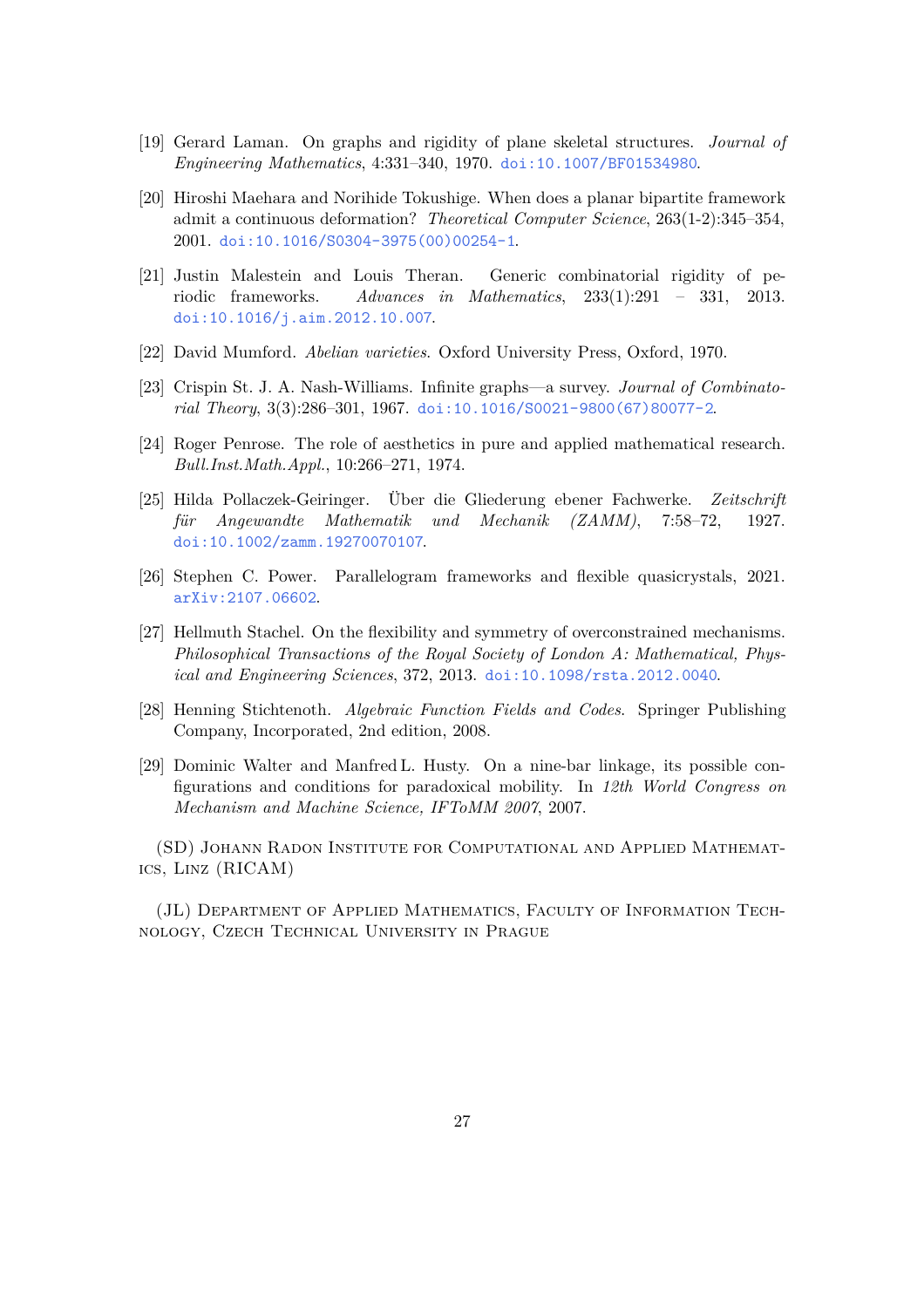[19] Gerard Laman. On graphs and rigidity of plane skeletal structures. *Journal of Engineering Mathematics*, 4:331–340, 1970. doi:10.1007/BF01534980.

[20] Hiroshi Maehara and Norihide Tokushige. When does a planar bipartite framework admit a continuous deformation? *Theoretical Computer Science*, 263(1-2):345–354, 2001. doi:10.1016/S0304-3975(00)00254-1.

[21] Justin Malestein and Louis Theran. Generic combinatorial rigidity of periodic frameworks. *Advances in Mathematics*, 233(1):291 – 331, 2013. doi:10.1016/j.aim.2012.10.007.

[22] David Mumford. *Abelian varieties*. Oxford University Press, Oxford, 1970.

[23] Crispin St. J. A. Nash-Williams. Infinite graphs—a survey. *Journal of Combinatorial Theory*, 3(3):286–301, 1967. doi:10.1016/S0021-9800(67)80077-2.

[24] Roger Penrose. The role of aesthetics in pure and applied mathematical research. *Bull.Inst.Math.Appl.*, 10:266–271, 1974.

[25] Hilda Pollaczek-Geiringer. Über die Gliederung ebener Fachwerke. *Zeitschrift für Angewandte Mathematik und Mechanik (ZAMM)*, 7:58–72, 1927. doi:10.1002/zamm.19270070107.

[26] Stephen C. Power. Parallelogram frameworks and flexible quasicrystals, 2021. arXiv:2107.06602.

[27] Hellmuth Stachel. On the flexibility and symmetry of overconstrained mechanisms. *Philosophical Transactions of the Royal Society of London A: Mathematical, Physical and Engineering Sciences*, 372, 2013. doi:10.1098/rsta.2012.0040.

[28] Henning Stichtenoth. *Algebraic Function Fields and Codes*. Springer Publishing Company, Incorporated, 2nd edition, 2008.

[29] Dominic Walter and Manfred L. Husty. On a nine-bar linkage, its possible configurations and conditions for paradoxical mobility. In *12th World Congress on Mechanism and Machine Science, IFToMM 2007*, 2007.

(SD) Johann Radon Institute for Computational and Applied Mathematics, Linz (RICAM)

(JL) Department of Applied Mathematics, Faculty of Information Technology, Czech Technical University in Prague